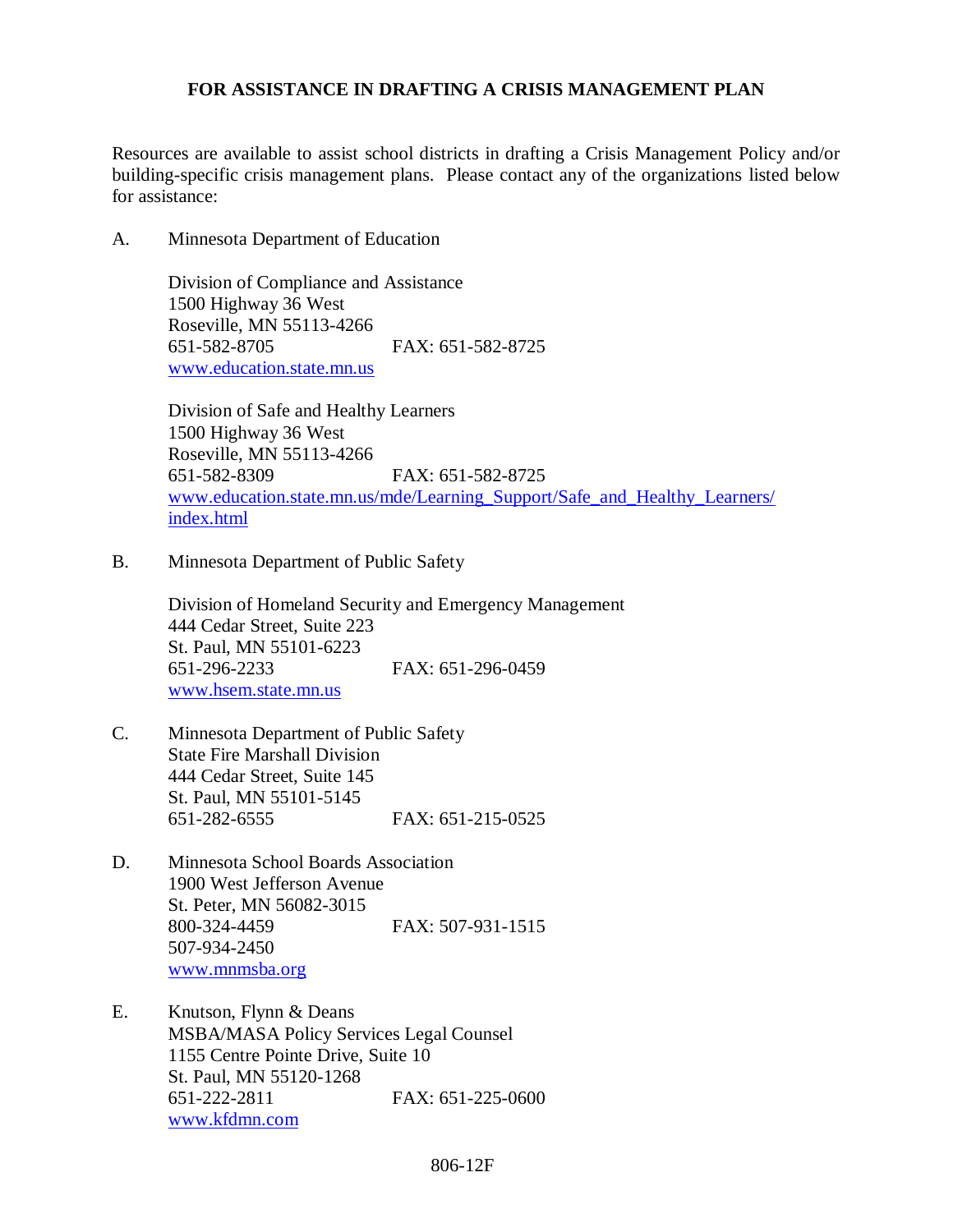# FOR ASSISTANCE IN DRAFTING A CRISIS MANAGEMENT PLAN

Resources are available to assist school districts in drafting a Crisis Management Policy and/or building-specific crisis management plans. Please contact any of the organizations listed below for assistance:

A. Minnesota Department of Education

   Division of Compliance and Assistance
   1500 Highway 36 West
   Roseville, MN 55113-4266
   651-582-8705 FAX: 651-582-8725
   www.education.state.mn.us

   Division of Safe and Healthy Learners
   1500 Highway 36 West
   Roseville, MN 55113-4266
   651-582-8309 FAX: 651-582-8725
   www.education.state.mn.us/mde/Learning_Support/Safe_and_Healthy_Learners/index.html

B. Minnesota Department of Public Safety

   Division of Homeland Security and Emergency Management
   444 Cedar Street, Suite 223
   St. Paul, MN 55101-6223
   651-296-2233 FAX: 651-296-0459
   www.hsem.state.mn.us

C. Minnesota Department of Public Safety
   State Fire Marshall Division
   444 Cedar Street, Suite 145
   St. Paul, MN 55101-5145
   651-282-6555 FAX: 651-215-0525

D. Minnesota School Boards Association
   1900 West Jefferson Avenue
   St. Peter, MN 56082-3015
   800-324-4459 FAX: 507-931-1515
   507-934-2450
   www.mnmsba.org

E. Knutson, Flynn & Deans
   MSBA/MASA Policy Services Legal Counsel
   1155 Centre Pointe Drive, Suite 10
   St. Paul, MN 55120-1268
   651-222-2811 FAX: 651-225-0600
   www.kfdmn.com

806-12F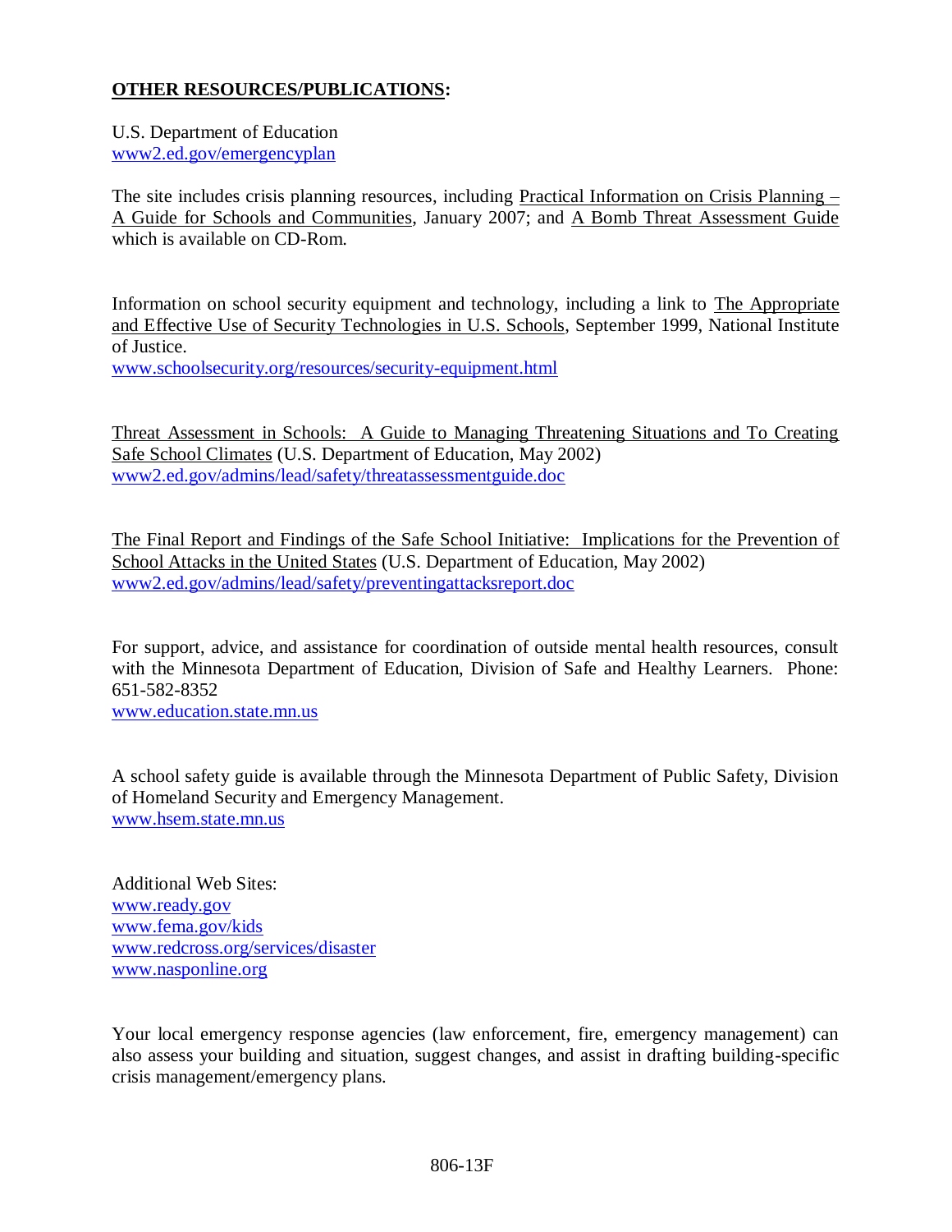**OTHER RESOURCES/PUBLICATIONS:**

U.S. Department of Education
www2.ed.gov/emergencyplan

The site includes crisis planning resources, including Practical Information on Crisis Planning – A Guide for Schools and Communities, January 2007; and A Bomb Threat Assessment Guide which is available on CD-Rom.

Information on school security equipment and technology, including a link to The Appropriate and Effective Use of Security Technologies in U.S. Schools, September 1999, National Institute of Justice.
www.schoolsecurity.org/resources/security-equipment.html

Threat Assessment in Schools: A Guide to Managing Threatening Situations and To Creating Safe School Climates (U.S. Department of Education, May 2002)
www2.ed.gov/admins/lead/safety/threatassessmentguide.doc

The Final Report and Findings of the Safe School Initiative: Implications for the Prevention of School Attacks in the United States (U.S. Department of Education, May 2002)
www2.ed.gov/admins/lead/safety/preventingattacksreport.doc

For support, advice, and assistance for coordination of outside mental health resources, consult with the Minnesota Department of Education, Division of Safe and Healthy Learners. Phone: 651-582-8352
www.education.state.mn.us

A school safety guide is available through the Minnesota Department of Public Safety, Division of Homeland Security and Emergency Management.
www.hsem.state.mn.us

Additional Web Sites:
www.ready.gov
www.fema.gov/kids
www.redcross.org/services/disaster
www.nasponline.org

Your local emergency response agencies (law enforcement, fire, emergency management) can also assess your building and situation, suggest changes, and assist in drafting building-specific crisis management/emergency plans.

806-13F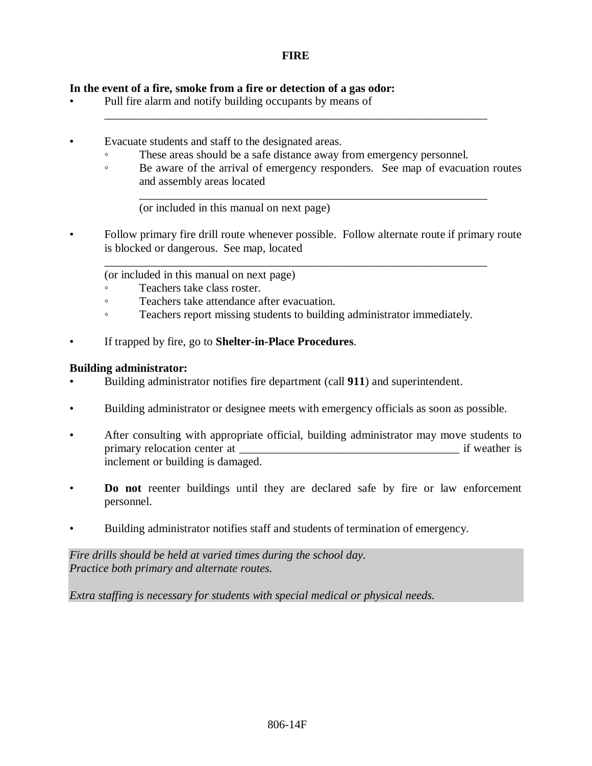# FIRE

**In the event of a fire, smoke from a fire or detection of a gas odor:**

- Pull fire alarm and notify building occupants by means of ______________________________________________________________________

- Evacuate students and staff to the designated areas.
  - These areas should be a safe distance away from emergency personnel.
  - Be aware of the arrival of emergency responders. See map of evacuation routes and assembly areas located ____________________________________________________________ (or included in this manual on next page)

- Follow primary fire drill route whenever possible. Follow alternate route if primary route is blocked or dangerous. See map, located ______________________________________________________________________ (or included in this manual on next page)
  - Teachers take class roster.
  - Teachers take attendance after evacuation.
  - Teachers report missing students to building administrator immediately.

- If trapped by fire, go to **Shelter-in-Place Procedures**.

**Building administrator:**

- Building administrator notifies fire department (call **911**) and superintendent.

- Building administrator or designee meets with emergency officials as soon as possible.

- After consulting with appropriate official, building administrator may move students to primary relocation center at ______________________________________ if weather is inclement or building is damaged.

- **Do not** reenter buildings until they are declared safe by fire or law enforcement personnel.

- Building administrator notifies staff and students of termination of emergency.

*Fire drills should be held at varied times during the school day.*
*Practice both primary and alternate routes.*

*Extra staffing is necessary for students with special medical or physical needs.*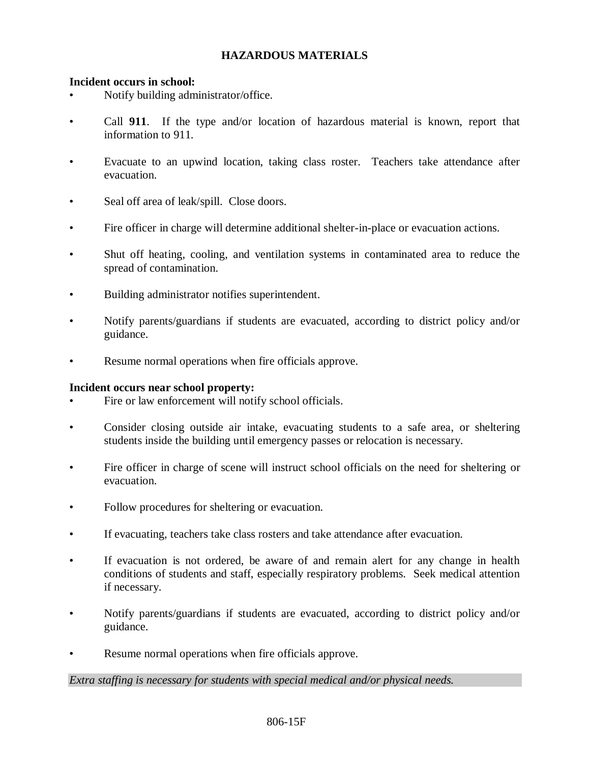# HAZARDOUS MATERIALS

**Incident occurs in school:**

- Notify building administrator/office.
- Call **911**. If the type and/or location of hazardous material is known, report that information to 911.
- Evacuate to an upwind location, taking class roster. Teachers take attendance after evacuation.
- Seal off area of leak/spill. Close doors.
- Fire officer in charge will determine additional shelter-in-place or evacuation actions.
- Shut off heating, cooling, and ventilation systems in contaminated area to reduce the spread of contamination.
- Building administrator notifies superintendent.
- Notify parents/guardians if students are evacuated, according to district policy and/or guidance.
- Resume normal operations when fire officials approve.

**Incident occurs near school property:**

- Fire or law enforcement will notify school officials.
- Consider closing outside air intake, evacuating students to a safe area, or sheltering students inside the building until emergency passes or relocation is necessary.
- Fire officer in charge of scene will instruct school officials on the need for sheltering or evacuation.
- Follow procedures for sheltering or evacuation.
- If evacuating, teachers take class rosters and take attendance after evacuation.
- If evacuation is not ordered, be aware of and remain alert for any change in health conditions of students and staff, especially respiratory problems. Seek medical attention if necessary.
- Notify parents/guardians if students are evacuated, according to district policy and/or guidance.
- Resume normal operations when fire officials approve.

*Extra staffing is necessary for students with special medical and/or physical needs.*

806-15F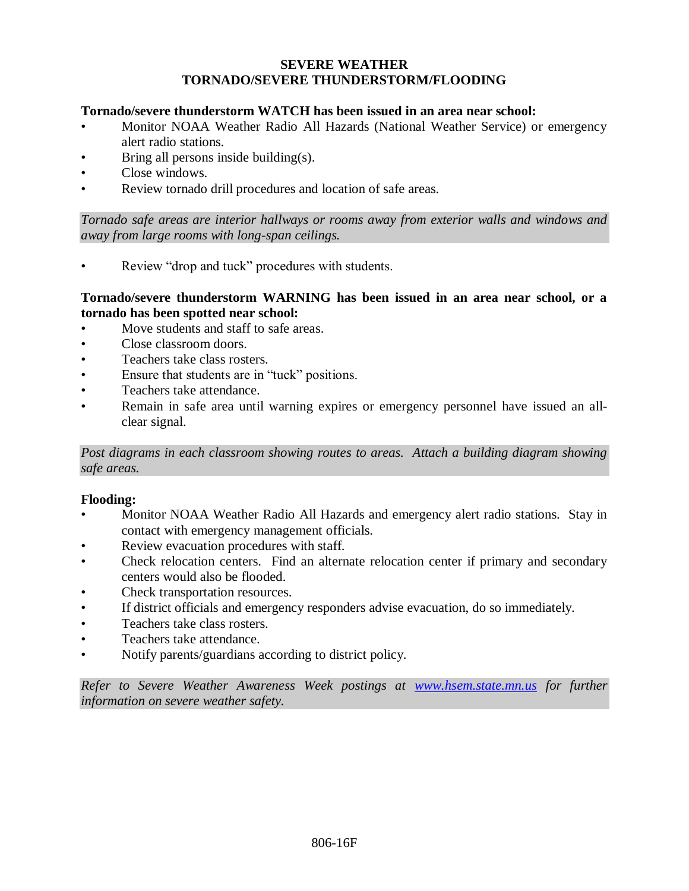# SEVERE WEATHER
## TORNADO/SEVERE THUNDERSTORM/FLOODING

**Tornado/severe thunderstorm WATCH has been issued in an area near school:**

- Monitor NOAA Weather Radio All Hazards (National Weather Service) or emergency alert radio stations.
- Bring all persons inside building(s).
- Close windows.
- Review tornado drill procedures and location of safe areas.

*Tornado safe areas are interior hallways or rooms away from exterior walls and windows and away from large rooms with long-span ceilings.*

- Review "drop and tuck" procedures with students.

**Tornado/severe thunderstorm WARNING has been issued in an area near school, or a tornado has been spotted near school:**

- Move students and staff to safe areas.
- Close classroom doors.
- Teachers take class rosters.
- Ensure that students are in "tuck" positions.
- Teachers take attendance.
- Remain in safe area until warning expires or emergency personnel have issued an all-clear signal.

*Post diagrams in each classroom showing routes to areas. Attach a building diagram showing safe areas.*

**Flooding:**

- Monitor NOAA Weather Radio All Hazards and emergency alert radio stations. Stay in contact with emergency management officials.
- Review evacuation procedures with staff.
- Check relocation centers. Find an alternate relocation center if primary and secondary centers would also be flooded.
- Check transportation resources.
- If district officials and emergency responders advise evacuation, do so immediately.
- Teachers take class rosters.
- Teachers take attendance.
- Notify parents/guardians according to district policy.

*Refer to Severe Weather Awareness Week postings at [www.hsem.state.mn.us](http://www.hsem.state.mn.us) for further information on severe weather safety.*

806-16F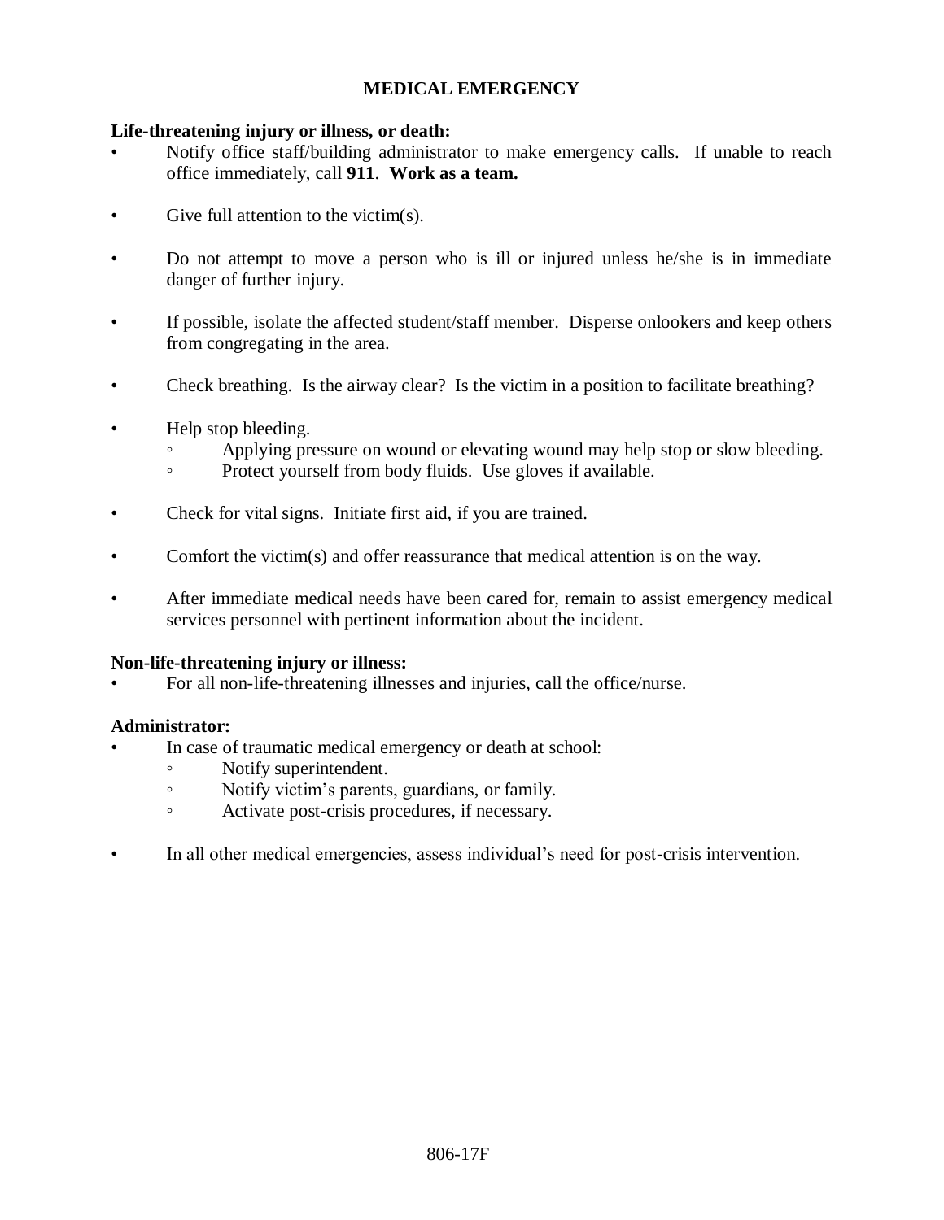# MEDICAL EMERGENCY

**Life-threatening injury or illness, or death:**

- Notify office staff/building administrator to make emergency calls. If unable to reach office immediately, call **911**. **Work as a team.**
- Give full attention to the victim(s).
- Do not attempt to move a person who is ill or injured unless he/she is in immediate danger of further injury.
- If possible, isolate the affected student/staff member. Disperse onlookers and keep others from congregating in the area.
- Check breathing. Is the airway clear? Is the victim in a position to facilitate breathing?
- Help stop bleeding.
  - Applying pressure on wound or elevating wound may help stop or slow bleeding.
  - Protect yourself from body fluids. Use gloves if available.
- Check for vital signs. Initiate first aid, if you are trained.
- Comfort the victim(s) and offer reassurance that medical attention is on the way.
- After immediate medical needs have been cared for, remain to assist emergency medical services personnel with pertinent information about the incident.

**Non-life-threatening injury or illness:**

- For all non-life-threatening illnesses and injuries, call the office/nurse.

**Administrator:**

- In case of traumatic medical emergency or death at school:
  - Notify superintendent.
  - Notify victim's parents, guardians, or family.
  - Activate post-crisis procedures, if necessary.
- In all other medical emergencies, assess individual's need for post-crisis intervention.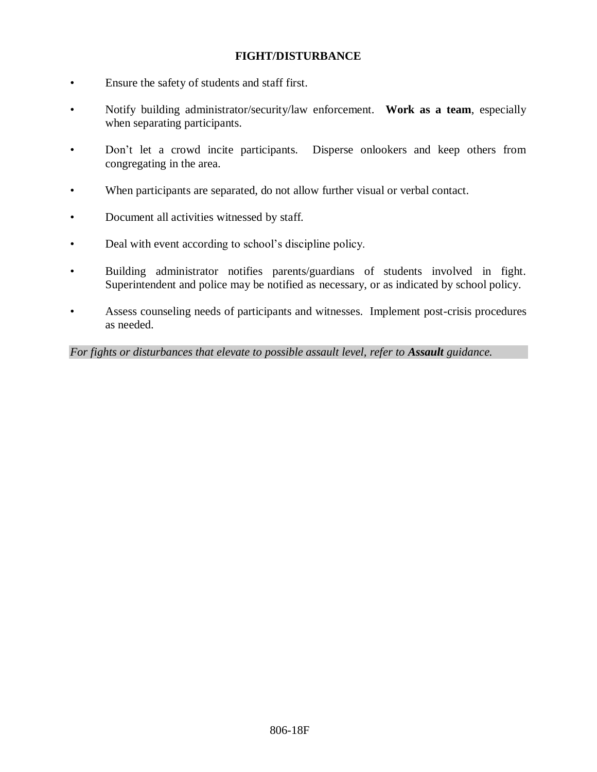## FIGHT/DISTURBANCE

- Ensure the safety of students and staff first.
- Notify building administrator/security/law enforcement. **Work as a team**, especially when separating participants.
- Don't let a crowd incite participants. Disperse onlookers and keep others from congregating in the area.
- When participants are separated, do not allow further visual or verbal contact.
- Document all activities witnessed by staff.
- Deal with event according to school's discipline policy.
- Building administrator notifies parents/guardians of students involved in fight. Superintendent and police may be notified as necessary, or as indicated by school policy.
- Assess counseling needs of participants and witnesses. Implement post-crisis procedures as needed.

*For fights or disturbances that elevate to possible assault level, refer to* ***Assault*** *guidance.*

806-18F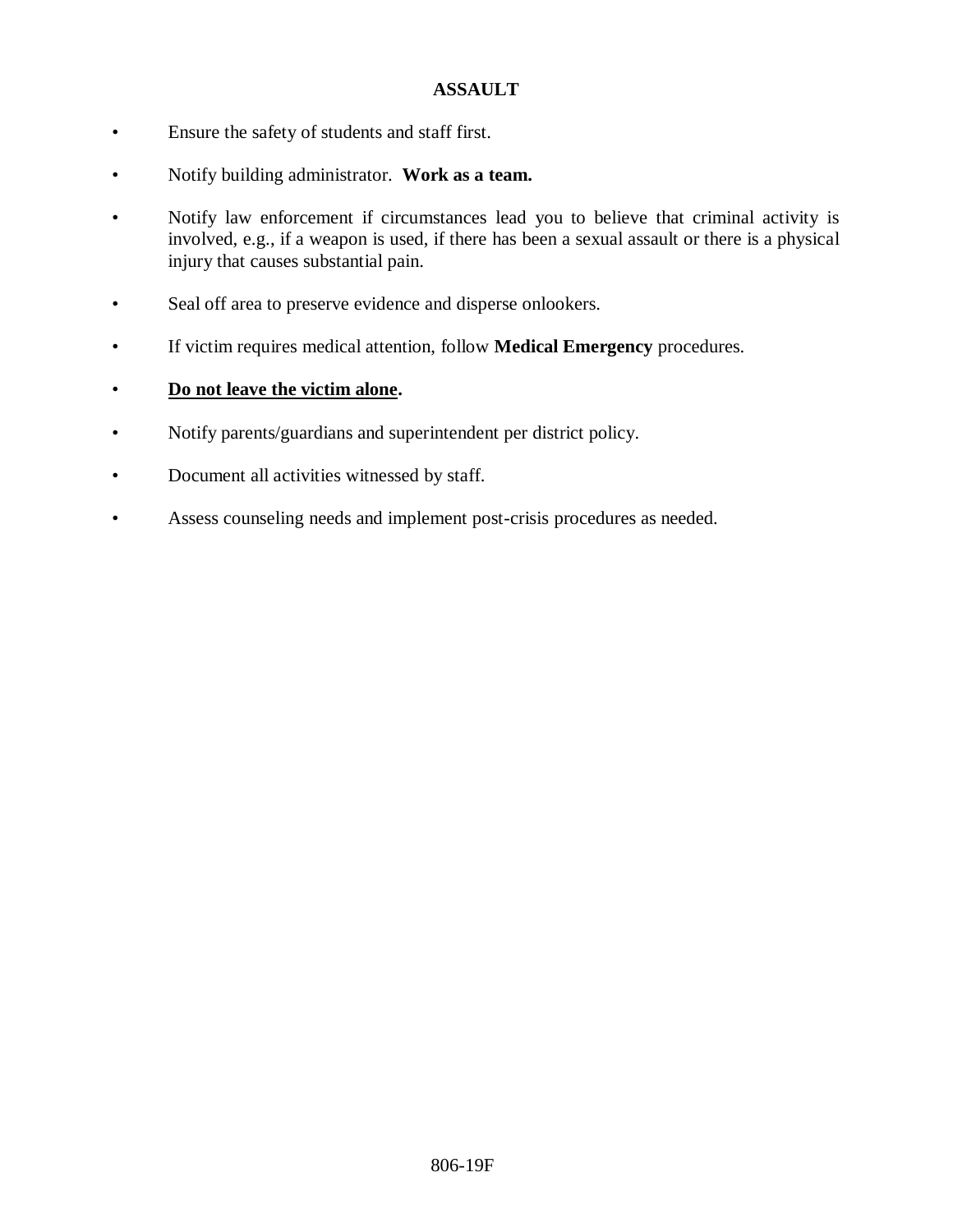# ASSAULT

- Ensure the safety of students and staff first.
- Notify building administrator. **Work as a team.**
- Notify law enforcement if circumstances lead you to believe that criminal activity is involved, e.g., if a weapon is used, if there has been a sexual assault or there is a physical injury that causes substantial pain.
- Seal off area to preserve evidence and disperse onlookers.
- If victim requires medical attention, follow **Medical Emergency** procedures.
- <u>**Do not leave the victim alone**</u>**.**
- Notify parents/guardians and superintendent per district policy.
- Document all activities witnessed by staff.
- Assess counseling needs and implement post-crisis procedures as needed.

806-19F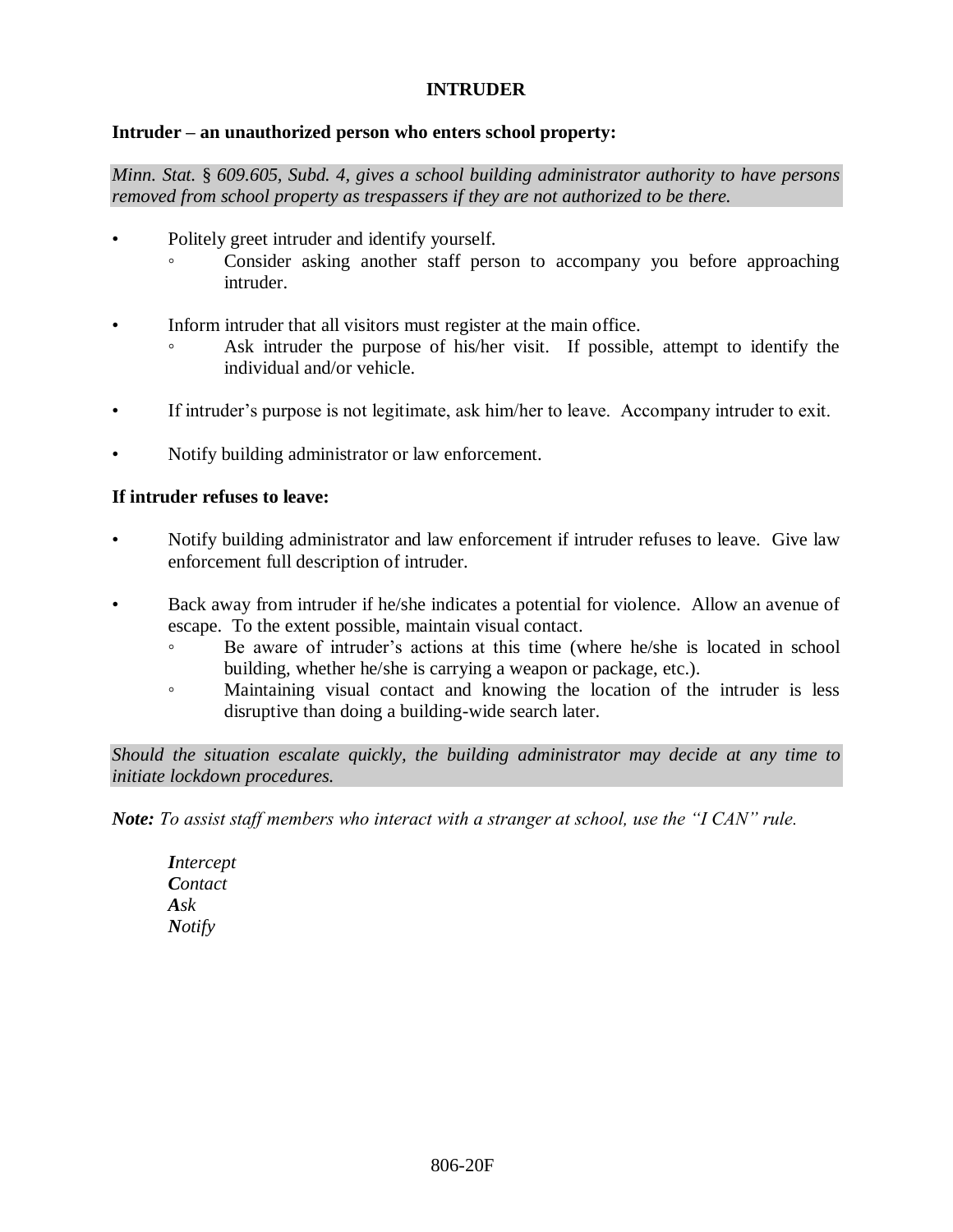# INTRUDER

**Intruder – an unauthorized person who enters school property:**

*Minn. Stat.* § *609.605, Subd. 4, gives a school building administrator authority to have persons removed from school property as trespassers if they are not authorized to be there.*

- Politely greet intruder and identify yourself.
  - Consider asking another staff person to accompany you before approaching intruder.
- Inform intruder that all visitors must register at the main office.
  - Ask intruder the purpose of his/her visit. If possible, attempt to identify the individual and/or vehicle.
- If intruder's purpose is not legitimate, ask him/her to leave. Accompany intruder to exit.
- Notify building administrator or law enforcement.

**If intruder refuses to leave:**

- Notify building administrator and law enforcement if intruder refuses to leave. Give law enforcement full description of intruder.
- Back away from intruder if he/she indicates a potential for violence. Allow an avenue of escape. To the extent possible, maintain visual contact.
  - Be aware of intruder's actions at this time (where he/she is located in school building, whether he/she is carrying a weapon or package, etc.).
  - Maintaining visual contact and knowing the location of the intruder is less disruptive than doing a building-wide search later.

*Should the situation escalate quickly, the building administrator may decide at any time to initiate lockdown procedures.*

***Note:*** *To assist staff members who interact with a stranger at school, use the "I CAN" rule.*

***I****ntercept*
***C****ontact*
***A****sk*
***N****otify*

806-20F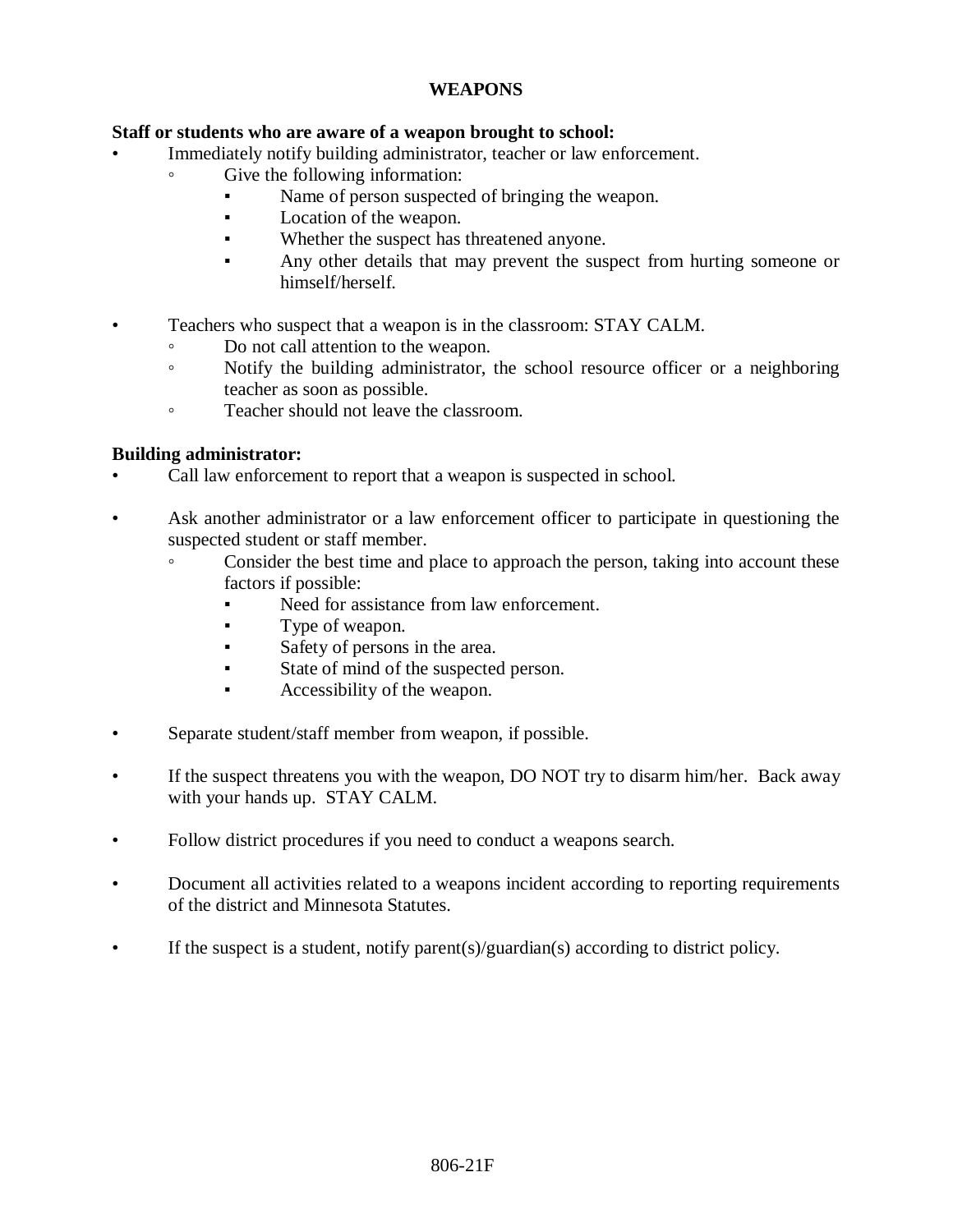# WEAPONS

**Staff or students who are aware of a weapon brought to school:**

- Immediately notify building administrator, teacher or law enforcement.
  - Give the following information:
    - Name of person suspected of bringing the weapon.
    - Location of the weapon.
    - Whether the suspect has threatened anyone.
    - Any other details that may prevent the suspect from hurting someone or himself/herself.

- Teachers who suspect that a weapon is in the classroom: STAY CALM.
  - Do not call attention to the weapon.
  - Notify the building administrator, the school resource officer or a neighboring teacher as soon as possible.
  - Teacher should not leave the classroom.

**Building administrator:**

- Call law enforcement to report that a weapon is suspected in school.

- Ask another administrator or a law enforcement officer to participate in questioning the suspected student or staff member.
  - Consider the best time and place to approach the person, taking into account these factors if possible:
    - Need for assistance from law enforcement.
    - Type of weapon.
    - Safety of persons in the area.
    - State of mind of the suspected person.
    - Accessibility of the weapon.

- Separate student/staff member from weapon, if possible.

- If the suspect threatens you with the weapon, DO NOT try to disarm him/her. Back away with your hands up. STAY CALM.

- Follow district procedures if you need to conduct a weapons search.

- Document all activities related to a weapons incident according to reporting requirements of the district and Minnesota Statutes.

- If the suspect is a student, notify parent(s)/guardian(s) according to district policy.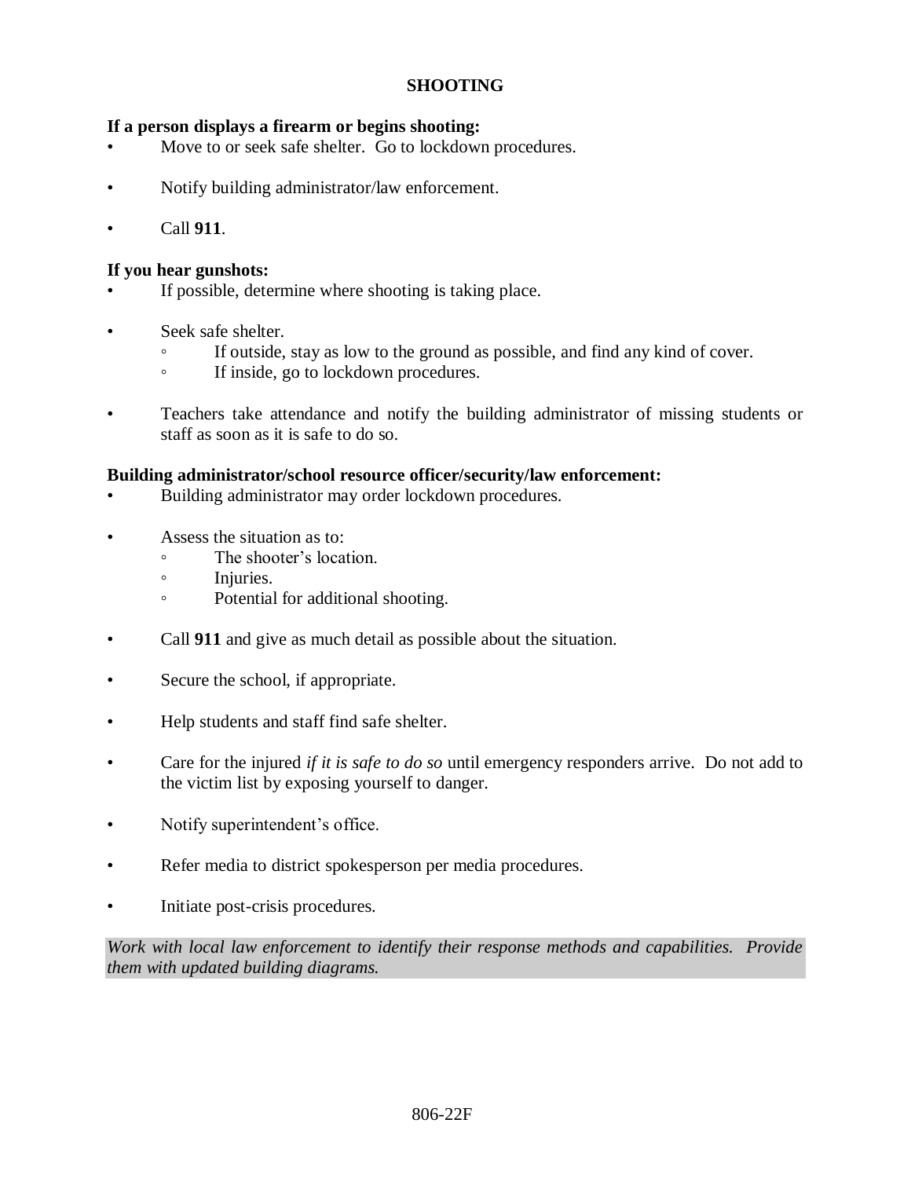# SHOOTING

**If a person displays a firearm or begins shooting:**

- Move to or seek safe shelter. Go to lockdown procedures.
- Notify building administrator/law enforcement.
- Call **911**.

**If you hear gunshots:**

- If possible, determine where shooting is taking place.
- Seek safe shelter.
  - If outside, stay as low to the ground as possible, and find any kind of cover.
  - If inside, go to lockdown procedures.
- Teachers take attendance and notify the building administrator of missing students or staff as soon as it is safe to do so.

**Building administrator/school resource officer/security/law enforcement:**

- Building administrator may order lockdown procedures.
- Assess the situation as to:
  - The shooter's location.
  - Injuries.
  - Potential for additional shooting.
- Call **911** and give as much detail as possible about the situation.
- Secure the school, if appropriate.
- Help students and staff find safe shelter.
- Care for the injured *if it is safe to do so* until emergency responders arrive. Do not add to the victim list by exposing yourself to danger.
- Notify superintendent's office.
- Refer media to district spokesperson per media procedures.
- Initiate post-crisis procedures.

*Work with local law enforcement to identify their response methods and capabilities. Provide them with updated building diagrams.*

806-22F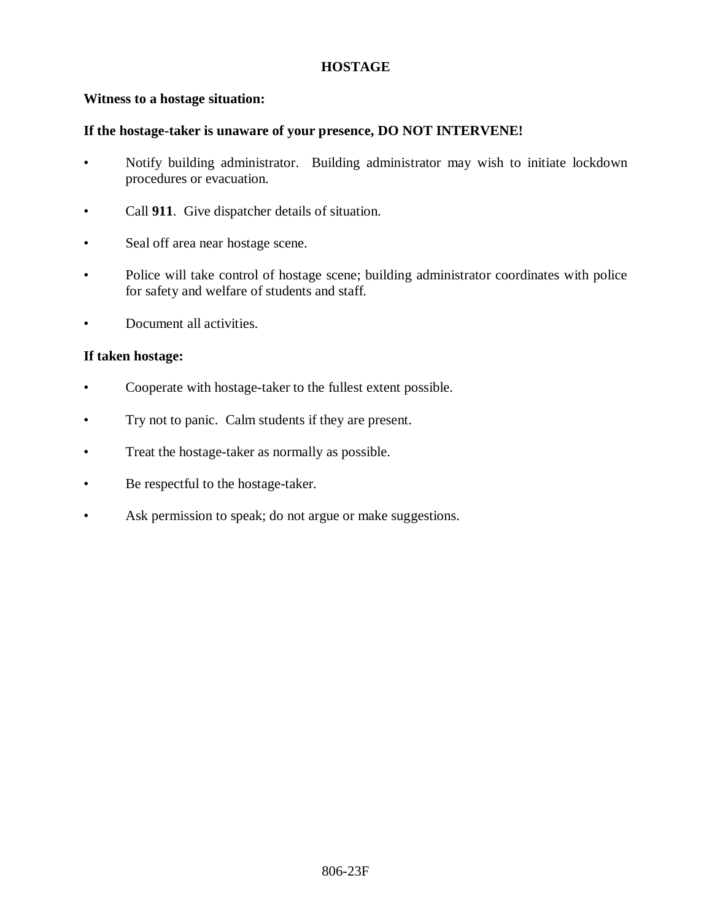# HOSTAGE

**Witness to a hostage situation:**

**If the hostage-taker is unaware of your presence, DO NOT INTERVENE!**

- Notify building administrator. Building administrator may wish to initiate lockdown procedures or evacuation.
- Call **911**. Give dispatcher details of situation.
- Seal off area near hostage scene.
- Police will take control of hostage scene; building administrator coordinates with police for safety and welfare of students and staff.
- Document all activities.

**If taken hostage:**

- Cooperate with hostage-taker to the fullest extent possible.
- Try not to panic. Calm students if they are present.
- Treat the hostage-taker as normally as possible.
- Be respectful to the hostage-taker.
- Ask permission to speak; do not argue or make suggestions.

806-23F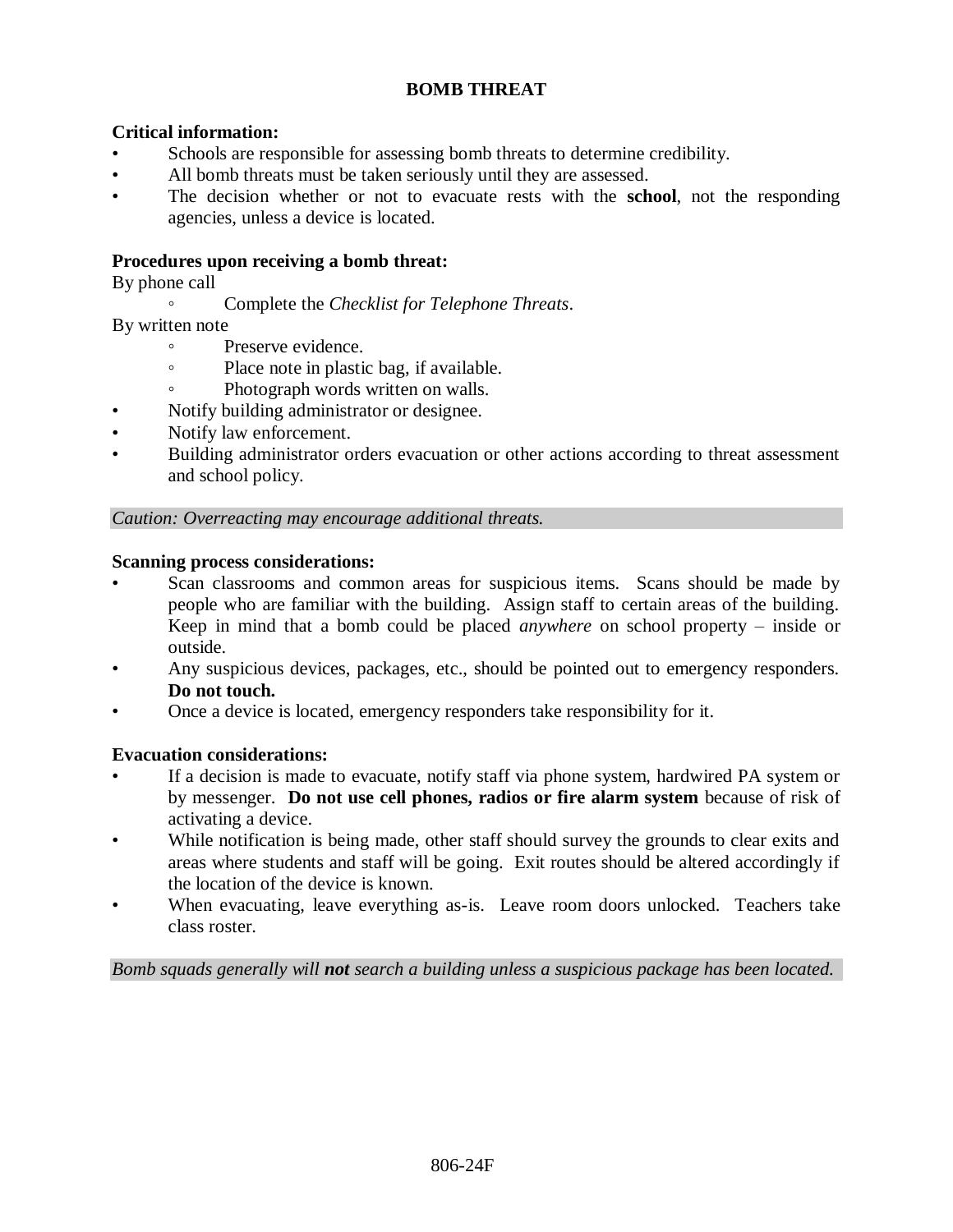# BOMB THREAT

**Critical information:**

- Schools are responsible for assessing bomb threats to determine credibility.
- All bomb threats must be taken seriously until they are assessed.
- The decision whether or not to evacuate rests with the **school**, not the responding agencies, unless a device is located.

**Procedures upon receiving a bomb threat:**

By phone call

- Complete the *Checklist for Telephone Threats*.

By written note

- Preserve evidence.
- Place note in plastic bag, if available.
- Photograph words written on walls.

- Notify building administrator or designee.
- Notify law enforcement.
- Building administrator orders evacuation or other actions according to threat assessment and school policy.

*Caution: Overreacting may encourage additional threats.*

**Scanning process considerations:**

- Scan classrooms and common areas for suspicious items. Scans should be made by people who are familiar with the building. Assign staff to certain areas of the building. Keep in mind that a bomb could be placed *anywhere* on school property – inside or outside.
- Any suspicious devices, packages, etc., should be pointed out to emergency responders. **Do not touch.**
- Once a device is located, emergency responders take responsibility for it.

**Evacuation considerations:**

- If a decision is made to evacuate, notify staff via phone system, hardwired PA system or by messenger. **Do not use cell phones, radios or fire alarm system** because of risk of activating a device.
- While notification is being made, other staff should survey the grounds to clear exits and areas where students and staff will be going. Exit routes should be altered accordingly if the location of the device is known.
- When evacuating, leave everything as-is. Leave room doors unlocked. Teachers take class roster.

*Bomb squads generally will **not** search a building unless a suspicious package has been located.*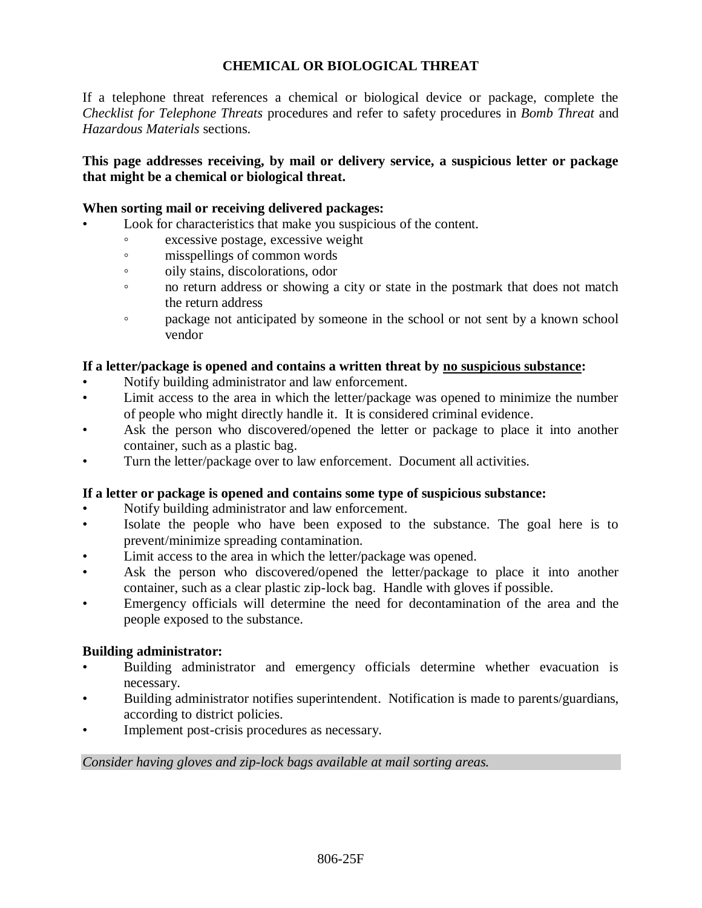# CHEMICAL OR BIOLOGICAL THREAT

If a telephone threat references a chemical or biological device or package, complete the *Checklist for Telephone Threats* procedures and refer to safety procedures in *Bomb Threat* and *Hazardous Materials* sections.

**This page addresses receiving, by mail or delivery service, a suspicious letter or package that might be a chemical or biological threat.**

**When sorting mail or receiving delivered packages:**

- Look for characteristics that make you suspicious of the content.
  - excessive postage, excessive weight
  - misspellings of common words
  - oily stains, discolorations, odor
  - no return address or showing a city or state in the postmark that does not match the return address
  - package not anticipated by someone in the school or not sent by a known school vendor

**If a letter/package is opened and contains a written threat by <u>no suspicious substance</u>:**

- Notify building administrator and law enforcement.
- Limit access to the area in which the letter/package was opened to minimize the number of people who might directly handle it. It is considered criminal evidence.
- Ask the person who discovered/opened the letter or package to place it into another container, such as a plastic bag.
- Turn the letter/package over to law enforcement. Document all activities.

**If a letter or package is opened and contains some type of suspicious substance:**

- Notify building administrator and law enforcement.
- Isolate the people who have been exposed to the substance. The goal here is to prevent/minimize spreading contamination.
- Limit access to the area in which the letter/package was opened.
- Ask the person who discovered/opened the letter/package to place it into another container, such as a clear plastic zip-lock bag. Handle with gloves if possible.
- Emergency officials will determine the need for decontamination of the area and the people exposed to the substance.

**Building administrator:**

- Building administrator and emergency officials determine whether evacuation is necessary.
- Building administrator notifies superintendent. Notification is made to parents/guardians, according to district policies.
- Implement post-crisis procedures as necessary.

*Consider having gloves and zip-lock bags available at mail sorting areas.*

806-25F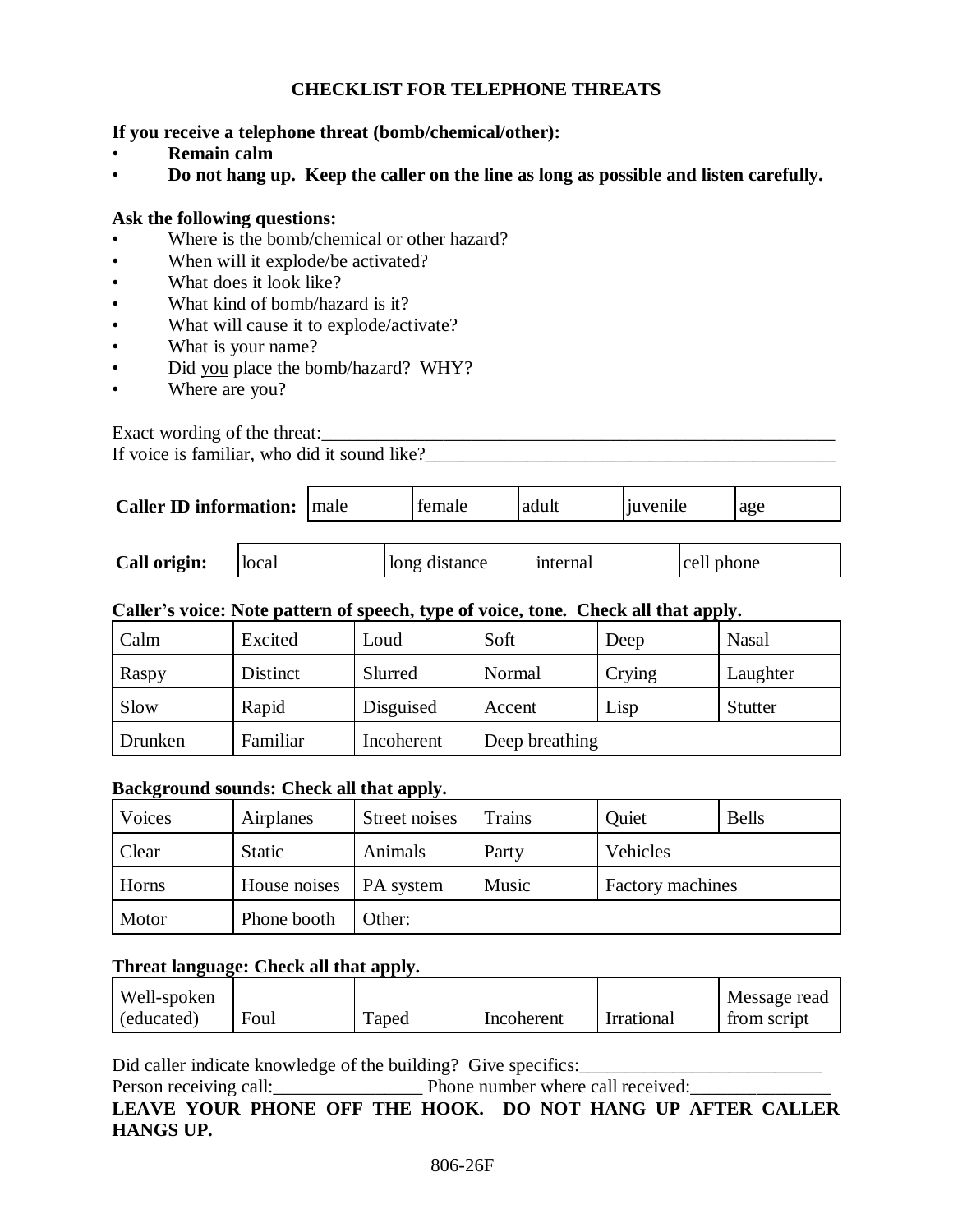## CHECKLIST FOR TELEPHONE THREATS

**If you receive a telephone threat (bomb/chemical/other):**

- **Remain calm**
- **Do not hang up. Keep the caller on the line as long as possible and listen carefully.**

**Ask the following questions:**

- Where is the bomb/chemical or other hazard?
- When will it explode/be activated?
- What does it look like?
- What kind of bomb/hazard is it?
- What will cause it to explode/activate?
- What is your name?
- Did you place the bomb/hazard? WHY?
- Where are you?

Exact wording of the threat:___________________________________________________________

If voice is familiar, who did it sound like?____________________________________________

| **Caller ID information:** | male | female | adult | juvenile | age |
|---|---|---|---|---|---|

| **Call origin:** | local | long distance | internal | cell phone |
|---|---|---|---|---|

**Caller's voice: Note pattern of speech, type of voice, tone. Check all that apply.**

| | | | | | |
|---|---|---|---|---|---|
| Calm | Excited | Loud | Soft | Deep | Nasal |
| Raspy | Distinct | Slurred | Normal | Crying | Laughter |
| Slow | Rapid | Disguised | Accent | Lisp | Stutter |
| Drunken | Familiar | Incoherent | Deep breathing | | |

**Background sounds: Check all that apply.**

| | | | | | |
|---|---|---|---|---|---|
| Voices | Airplanes | Street noises | Trains | Quiet | Bells |
| Clear | Static | Animals | Party | Vehicles | |
| Horns | House noises | PA system | Music | Factory machines | |
| Motor | Phone booth | Other: | | | |

**Threat language: Check all that apply.**

| | | | | | |
|---|---|---|---|---|---|
| Well-spoken (educated) | Foul | Taped | Incoherent | Irrational | Message read from script |

Did caller indicate knowledge of the building? Give specifics:___________________________

Person receiving call:________________ Phone number where call received:_______________

**LEAVE YOUR PHONE OFF THE HOOK. DO NOT HANG UP AFTER CALLER HANGS UP.**

806-26F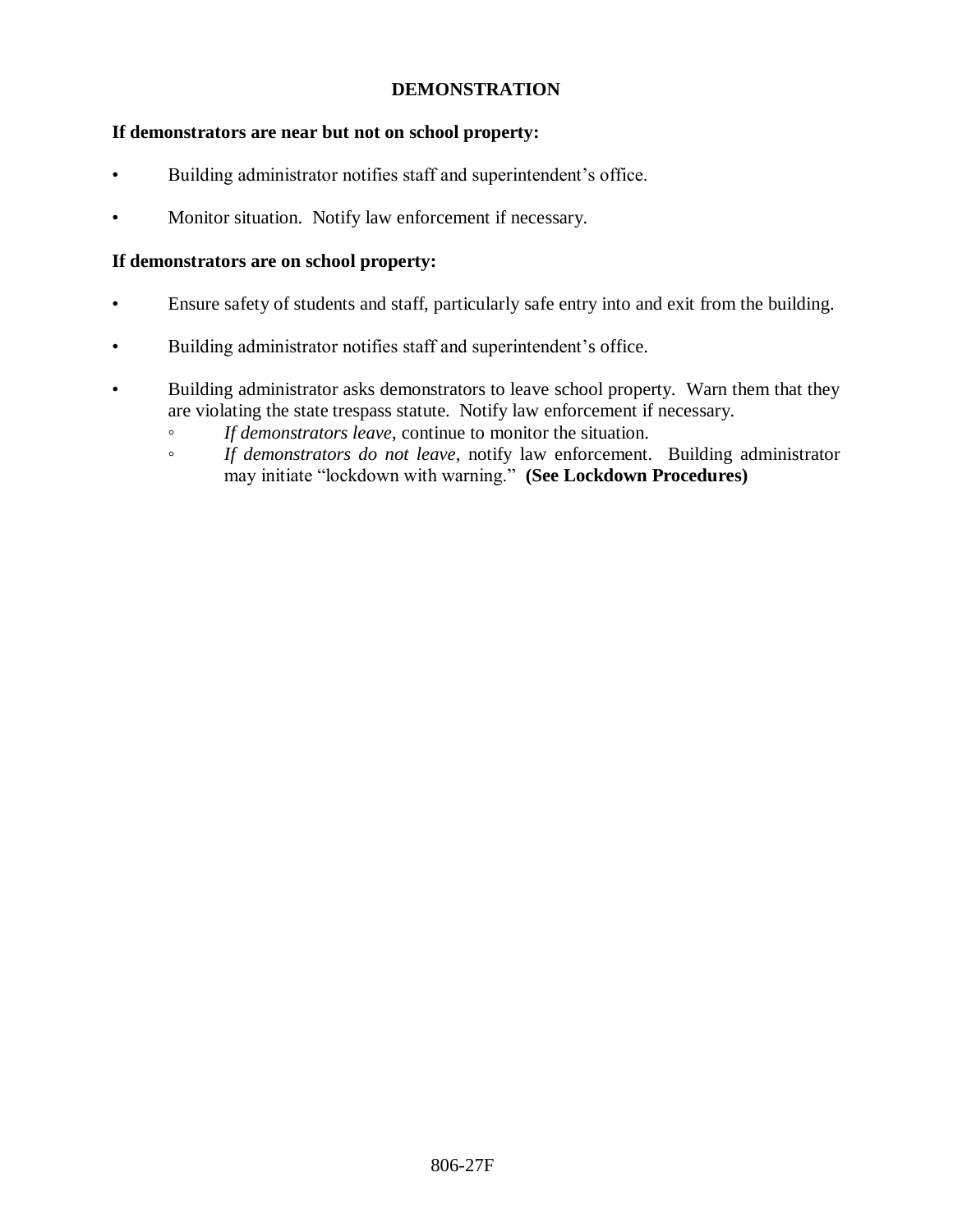# DEMONSTRATION

**If demonstrators are near but not on school property:**

- Building administrator notifies staff and superintendent's office.
- Monitor situation. Notify law enforcement if necessary.

**If demonstrators are on school property:**

- Ensure safety of students and staff, particularly safe entry into and exit from the building.
- Building administrator notifies staff and superintendent's office.
- Building administrator asks demonstrators to leave school property. Warn them that they are violating the state trespass statute. Notify law enforcement if necessary.
  - *If demonstrators leave*, continue to monitor the situation.
  - *If demonstrators do not leave*, notify law enforcement. Building administrator may initiate "lockdown with warning." **(See Lockdown Procedures)**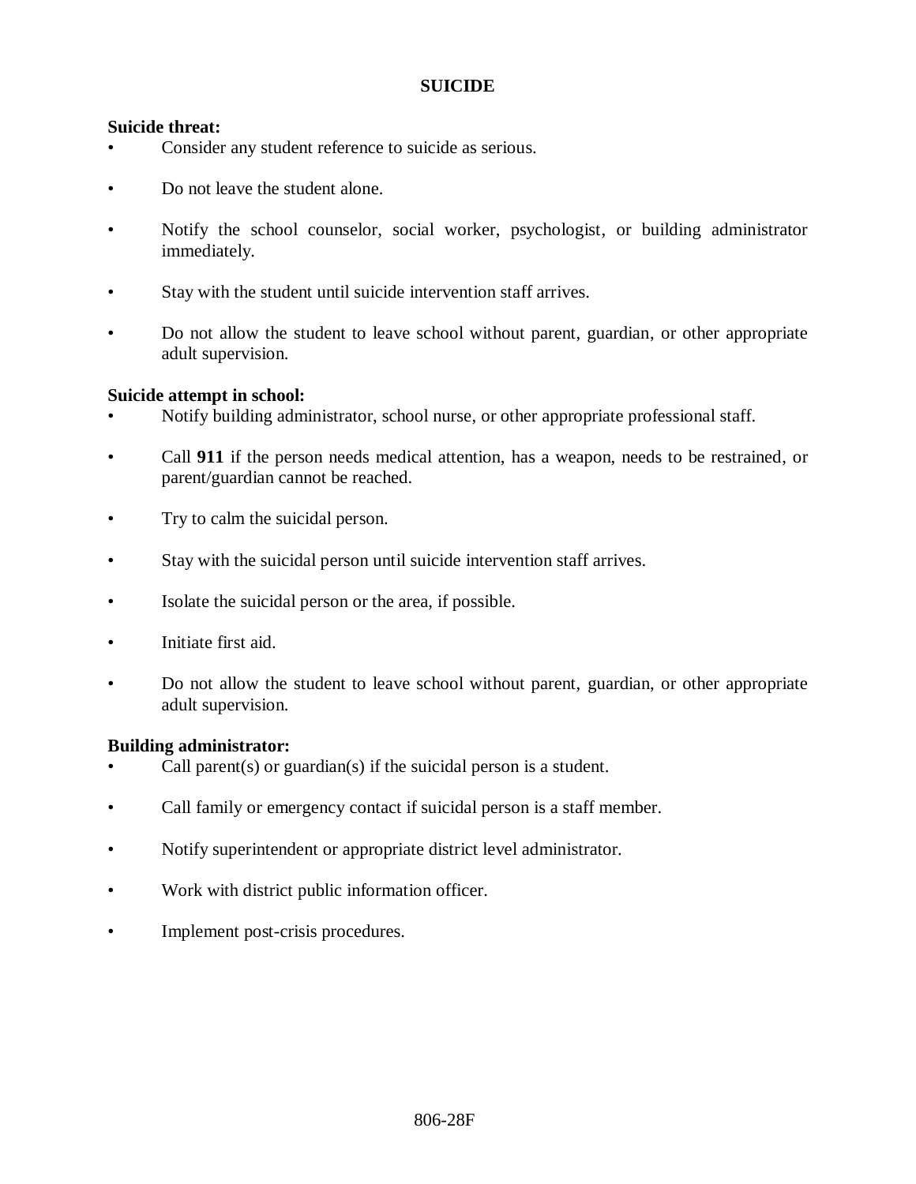# SUICIDE

**Suicide threat:**

- Consider any student reference to suicide as serious.
- Do not leave the student alone.
- Notify the school counselor, social worker, psychologist, or building administrator immediately.
- Stay with the student until suicide intervention staff arrives.
- Do not allow the student to leave school without parent, guardian, or other appropriate adult supervision.

**Suicide attempt in school:**

- Notify building administrator, school nurse, or other appropriate professional staff.
- Call **911** if the person needs medical attention, has a weapon, needs to be restrained, or parent/guardian cannot be reached.
- Try to calm the suicidal person.
- Stay with the suicidal person until suicide intervention staff arrives.
- Isolate the suicidal person or the area, if possible.
- Initiate first aid.
- Do not allow the student to leave school without parent, guardian, or other appropriate adult supervision.

**Building administrator:**

- Call parent(s) or guardian(s) if the suicidal person is a student.
- Call family or emergency contact if suicidal person is a staff member.
- Notify superintendent or appropriate district level administrator.
- Work with district public information officer.
- Implement post-crisis procedures.

806-28F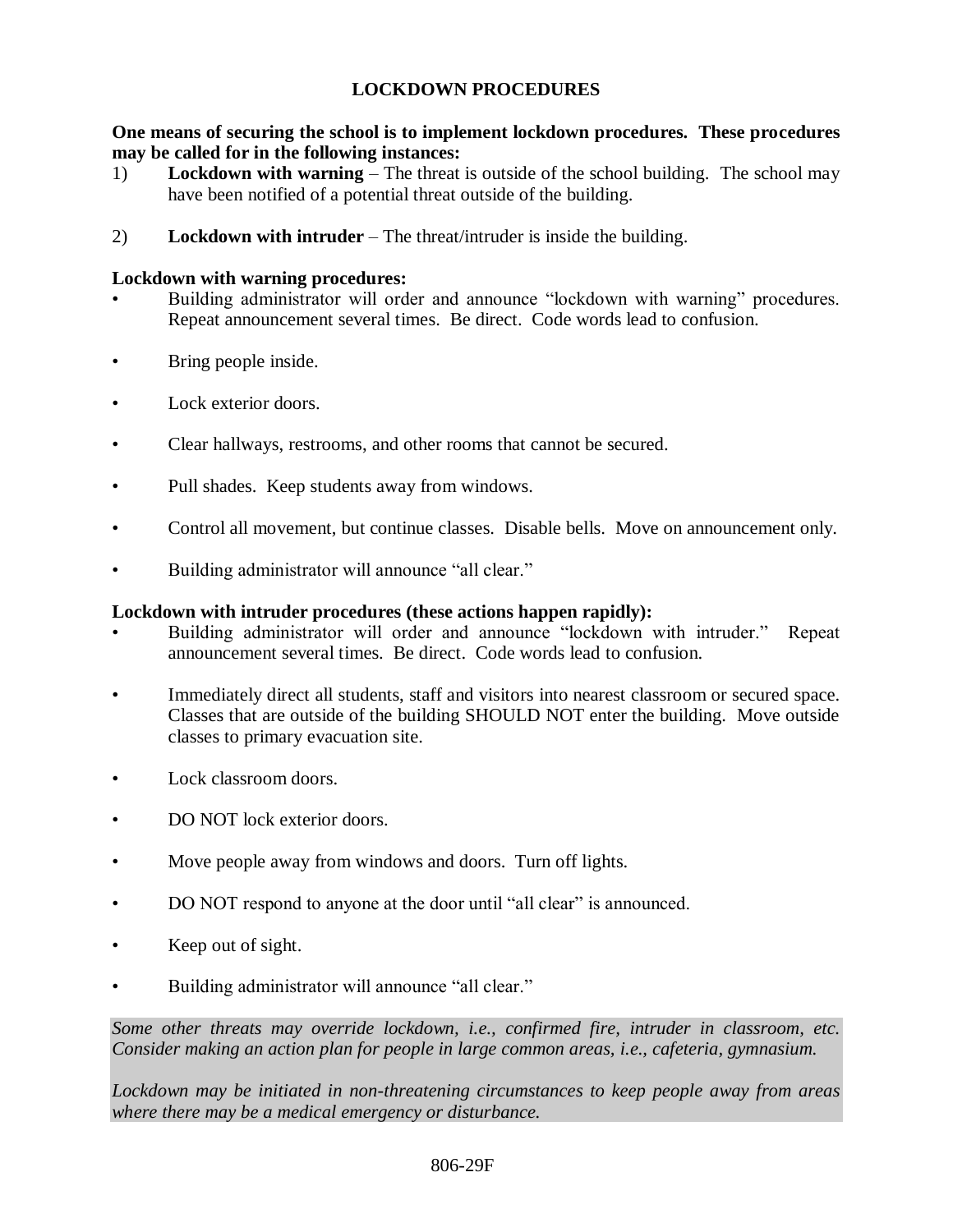# LOCKDOWN PROCEDURES

**One means of securing the school is to implement lockdown procedures. These procedures may be called for in the following instances:**

1) **Lockdown with warning** – The threat is outside of the school building. The school may have been notified of a potential threat outside of the building.

2) **Lockdown with intruder** – The threat/intruder is inside the building.

**Lockdown with warning procedures:**

- Building administrator will order and announce "lockdown with warning" procedures. Repeat announcement several times. Be direct. Code words lead to confusion.
- Bring people inside.
- Lock exterior doors.
- Clear hallways, restrooms, and other rooms that cannot be secured.
- Pull shades. Keep students away from windows.
- Control all movement, but continue classes. Disable bells. Move on announcement only.
- Building administrator will announce "all clear."

**Lockdown with intruder procedures (these actions happen rapidly):**

- Building administrator will order and announce "lockdown with intruder." Repeat announcement several times. Be direct. Code words lead to confusion.
- Immediately direct all students, staff and visitors into nearest classroom or secured space. Classes that are outside of the building SHOULD NOT enter the building. Move outside classes to primary evacuation site.
- Lock classroom doors.
- DO NOT lock exterior doors.
- Move people away from windows and doors. Turn off lights.
- DO NOT respond to anyone at the door until "all clear" is announced.
- Keep out of sight.
- Building administrator will announce "all clear."

*Some other threats may override lockdown, i.e., confirmed fire, intruder in classroom, etc. Consider making an action plan for people in large common areas, i.e., cafeteria, gymnasium.*

*Lockdown may be initiated in non-threatening circumstances to keep people away from areas where there may be a medical emergency or disturbance.*

806-29F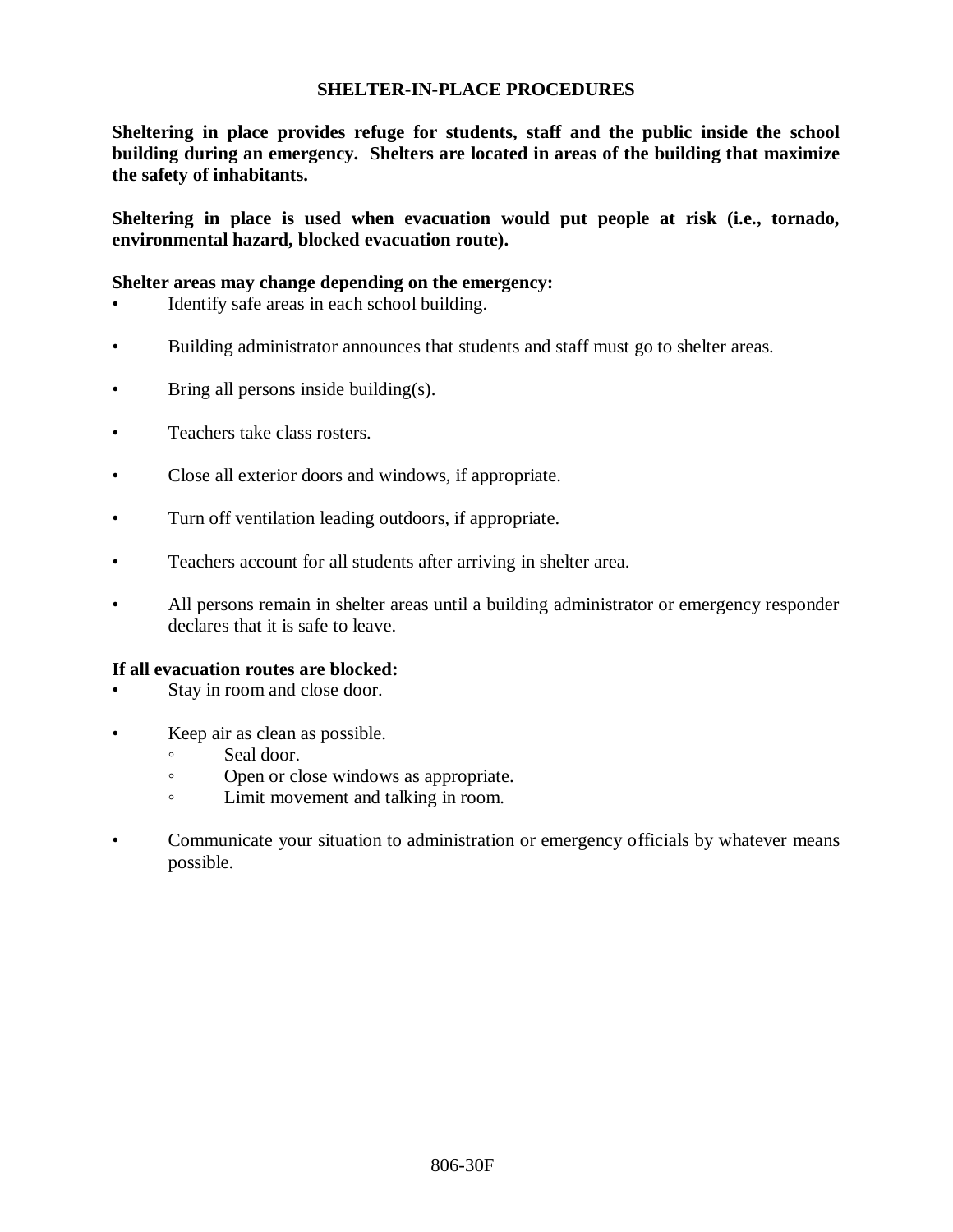# SHELTER-IN-PLACE PROCEDURES

**Sheltering in place provides refuge for students, staff and the public inside the school building during an emergency. Shelters are located in areas of the building that maximize the safety of inhabitants.**

**Sheltering in place is used when evacuation would put people at risk (i.e., tornado, environmental hazard, blocked evacuation route).**

**Shelter areas may change depending on the emergency:**

- Identify safe areas in each school building.
- Building administrator announces that students and staff must go to shelter areas.
- Bring all persons inside building(s).
- Teachers take class rosters.
- Close all exterior doors and windows, if appropriate.
- Turn off ventilation leading outdoors, if appropriate.
- Teachers account for all students after arriving in shelter area.
- All persons remain in shelter areas until a building administrator or emergency responder declares that it is safe to leave.

**If all evacuation routes are blocked:**

- Stay in room and close door.
- Keep air as clean as possible.
  - Seal door.
  - Open or close windows as appropriate.
  - Limit movement and talking in room.
- Communicate your situation to administration or emergency officials by whatever means possible.

806-30F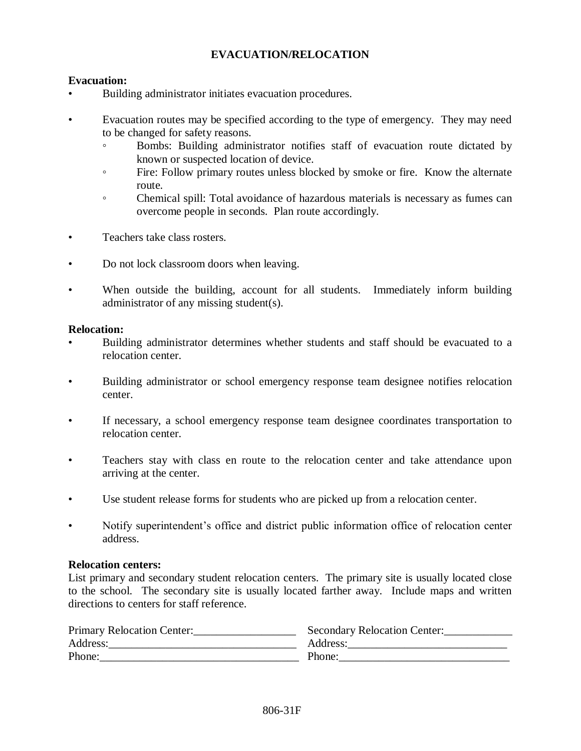# EVACUATION/RELOCATION

**Evacuation:**

- Building administrator initiates evacuation procedures.

- Evacuation routes may be specified according to the type of emergency. They may need to be changed for safety reasons.
  - Bombs: Building administrator notifies staff of evacuation route dictated by known or suspected location of device.
  - Fire: Follow primary routes unless blocked by smoke or fire. Know the alternate route.
  - Chemical spill: Total avoidance of hazardous materials is necessary as fumes can overcome people in seconds. Plan route accordingly.

- Teachers take class rosters.

- Do not lock classroom doors when leaving.

- When outside the building, account for all students. Immediately inform building administrator of any missing student(s).

**Relocation:**

- Building administrator determines whether students and staff should be evacuated to a relocation center.

- Building administrator or school emergency response team designee notifies relocation center.

- If necessary, a school emergency response team designee coordinates transportation to relocation center.

- Teachers stay with class en route to the relocation center and take attendance upon arriving at the center.

- Use student release forms for students who are picked up from a relocation center.

- Notify superintendent's office and district public information office of relocation center address.

**Relocation centers:**

List primary and secondary student relocation centers. The primary site is usually located close to the school. The secondary site is usually located farther away. Include maps and written directions to centers for staff reference.

Primary Relocation Center:__________________
Address:_________________________________
Phone:__________________________________

Secondary Relocation Center:____________
Address:____________________________
Phone:_____________________________

806-31F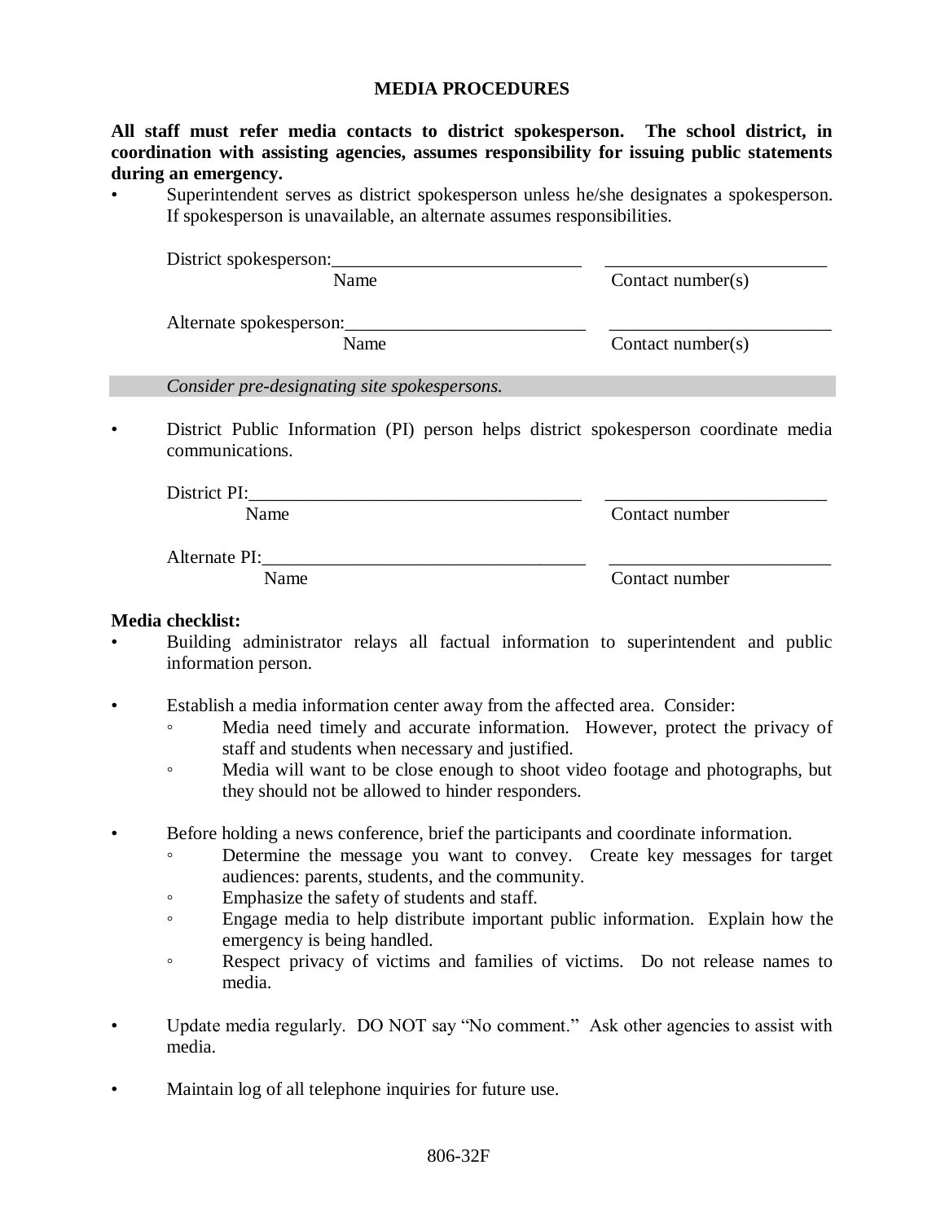# MEDIA PROCEDURES

**All staff must refer media contacts to district spokesperson. The school district, in coordination with assisting agencies, assumes responsibility for issuing public statements during an emergency.**

- Superintendent serves as district spokesperson unless he/she designates a spokesperson. If spokesperson is unavailable, an alternate assumes responsibilities.

District spokesperson:\_\_\_\_\_\_\_\_\_\_\_\_\_\_\_\_\_\_\_\_\_\_\_\_\_\_\_\_ \_\_\_\_\_\_\_\_\_\_\_\_\_\_\_\_\_\_\_\_\_\_\_\_\_
Name Contact number(s)

Alternate spokesperson:\_\_\_\_\_\_\_\_\_\_\_\_\_\_\_\_\_\_\_\_\_\_\_\_\_\_\_ \_\_\_\_\_\_\_\_\_\_\_\_\_\_\_\_\_\_\_\_\_\_\_\_\_
Name Contact number(s)

*Consider pre-designating site spokespersons.*

- District Public Information (PI) person helps district spokesperson coordinate media communications.

District PI:\_\_\_\_\_\_\_\_\_\_\_\_\_\_\_\_\_\_\_\_\_\_\_\_\_\_\_\_\_\_\_\_\_\_\_\_\_ \_\_\_\_\_\_\_\_\_\_\_\_\_\_\_\_\_\_\_\_\_\_\_\_\_
Name Contact number

Alternate PI:\_\_\_\_\_\_\_\_\_\_\_\_\_\_\_\_\_\_\_\_\_\_\_\_\_\_\_\_\_\_\_\_\_\_\_\_ \_\_\_\_\_\_\_\_\_\_\_\_\_\_\_\_\_\_\_\_\_\_\_\_\_
Name Contact number

**Media checklist:**

- Building administrator relays all factual information to superintendent and public information person.

- Establish a media information center away from the affected area. Consider:
  - Media need timely and accurate information. However, protect the privacy of staff and students when necessary and justified.
  - Media will want to be close enough to shoot video footage and photographs, but they should not be allowed to hinder responders.

- Before holding a news conference, brief the participants and coordinate information.
  - Determine the message you want to convey. Create key messages for target audiences: parents, students, and the community.
  - Emphasize the safety of students and staff.
  - Engage media to help distribute important public information. Explain how the emergency is being handled.
  - Respect privacy of victims and families of victims. Do not release names to media.

- Update media regularly. DO NOT say "No comment." Ask other agencies to assist with media.

- Maintain log of all telephone inquiries for future use.

806-32F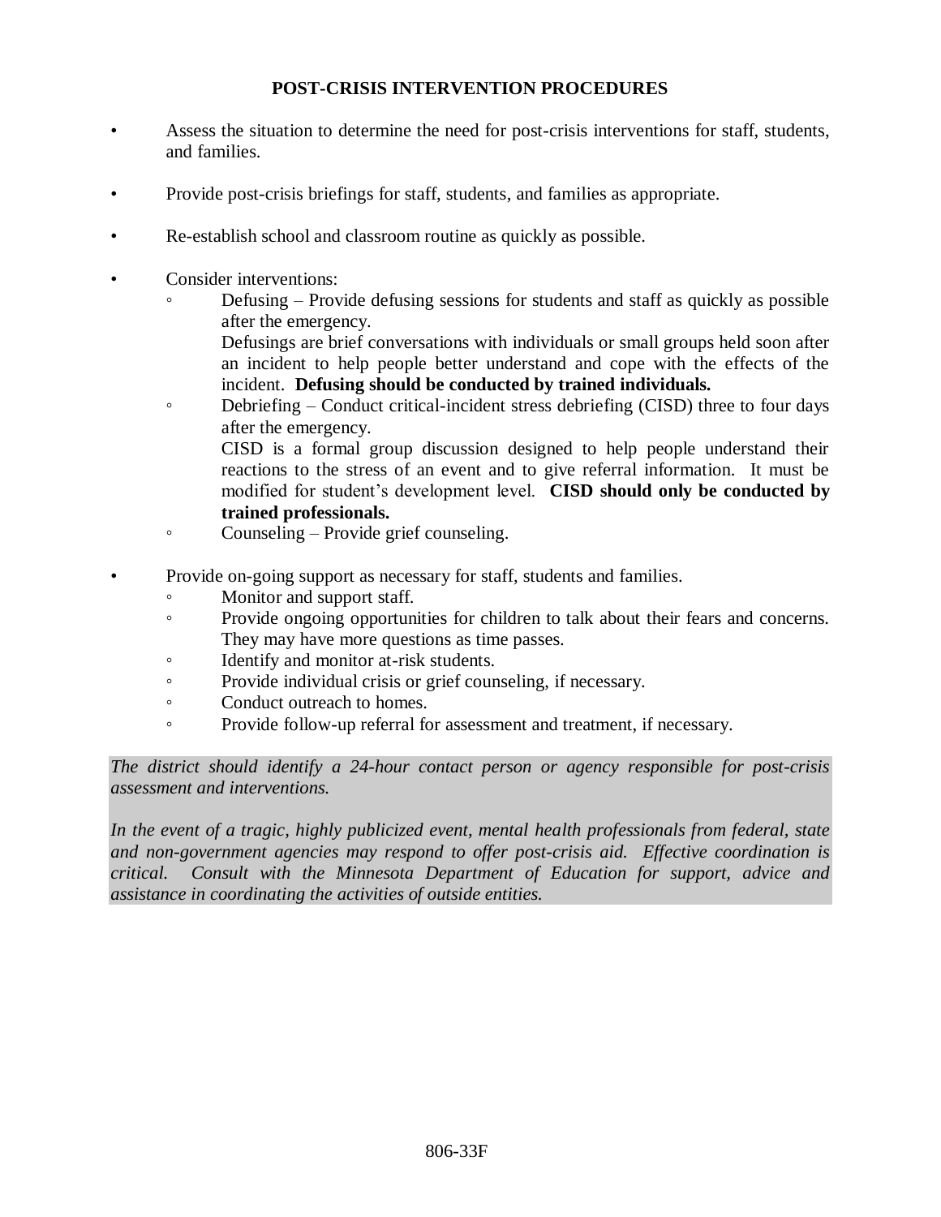## POST-CRISIS INTERVENTION PROCEDURES

- Assess the situation to determine the need for post-crisis interventions for staff, students, and families.
- Provide post-crisis briefings for staff, students, and families as appropriate.
- Re-establish school and classroom routine as quickly as possible.
- Consider interventions:
  - Defusing – Provide defusing sessions for students and staff as quickly as possible after the emergency.
    Defusings are brief conversations with individuals or small groups held soon after an incident to help people better understand and cope with the effects of the incident. **Defusing should be conducted by trained individuals.**
  - Debriefing – Conduct critical-incident stress debriefing (CISD) three to four days after the emergency.
    CISD is a formal group discussion designed to help people understand their reactions to the stress of an event and to give referral information. It must be modified for student's development level. **CISD should only be conducted by trained professionals.**
  - Counseling – Provide grief counseling.
- Provide on-going support as necessary for staff, students and families.
  - Monitor and support staff.
  - Provide ongoing opportunities for children to talk about their fears and concerns. They may have more questions as time passes.
  - Identify and monitor at-risk students.
  - Provide individual crisis or grief counseling, if necessary.
  - Conduct outreach to homes.
  - Provide follow-up referral for assessment and treatment, if necessary.

*The district should identify a 24-hour contact person or agency responsible for post-crisis assessment and interventions.*

*In the event of a tragic, highly publicized event, mental health professionals from federal, state and non-government agencies may respond to offer post-crisis aid. Effective coordination is critical. Consult with the Minnesota Department of Education for support, advice and assistance in coordinating the activities of outside entities.*

806-33F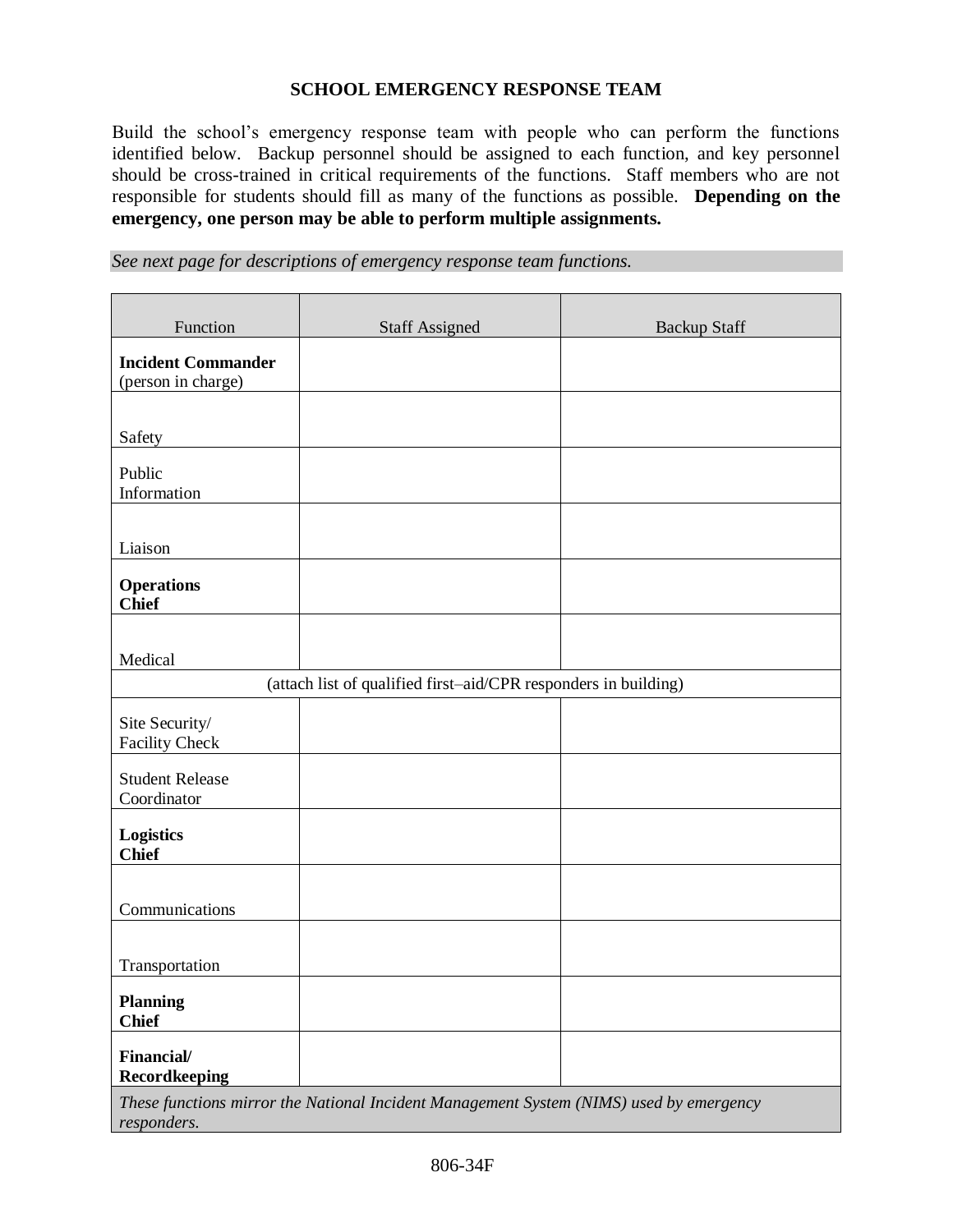# SCHOOL EMERGENCY RESPONSE TEAM

Build the school's emergency response team with people who can perform the functions identified below. Backup personnel should be assigned to each function, and key personnel should be cross-trained in critical requirements of the functions. Staff members who are not responsible for students should fill as many of the functions as possible. **Depending on the emergency, one person may be able to perform multiple assignments.**

*See next page for descriptions of emergency response team functions.*

| Function | Staff Assigned | Backup Staff |
|---|---|---|
| **Incident Commander** (person in charge) | | |
| Safety | | |
| Public Information | | |
| Liaison | | |
| **Operations Chief** | | |
| Medical | | |
| (attach list of qualified first–aid/CPR responders in building) | | |
| Site Security/ Facility Check | | |
| Student Release Coordinator | | |
| **Logistics Chief** | | |
| Communications | | |
| Transportation | | |
| **Planning Chief** | | |
| **Financial/ Recordkeeping** | | |

*These functions mirror the National Incident Management System (NIMS) used by emergency responders.*

806-34F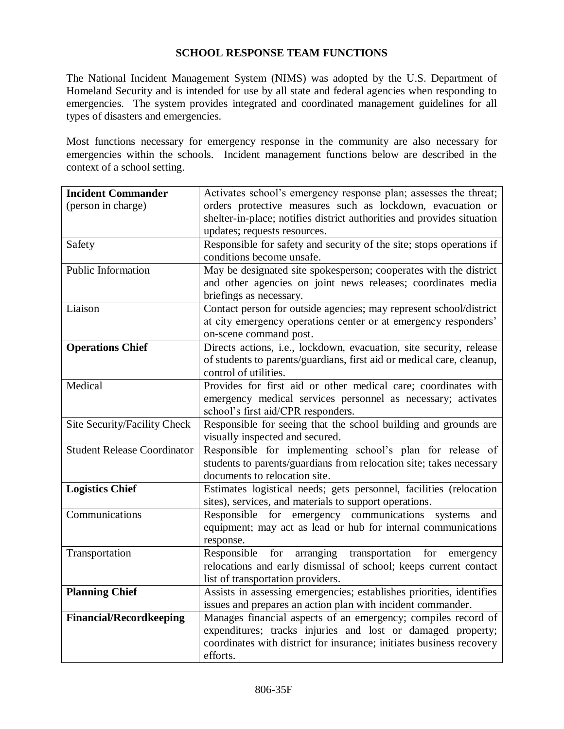# SCHOOL RESPONSE TEAM FUNCTIONS

The National Incident Management System (NIMS) was adopted by the U.S. Department of Homeland Security and is intended for use by all state and federal agencies when responding to emergencies. The system provides integrated and coordinated management guidelines for all types of disasters and emergencies.

Most functions necessary for emergency response in the community are also necessary for emergencies within the schools. Incident management functions below are described in the context of a school setting.

| | |
|---|---|
| **Incident Commander** (person in charge) | Activates school's emergency response plan; assesses the threat; orders protective measures such as lockdown, evacuation or shelter-in-place; notifies district authorities and provides situation updates; requests resources. |
| Safety | Responsible for safety and security of the site; stops operations if conditions become unsafe. |
| Public Information | May be designated site spokesperson; cooperates with the district and other agencies on joint news releases; coordinates media briefings as necessary. |
| Liaison | Contact person for outside agencies; may represent school/district at city emergency operations center or at emergency responders' on-scene command post. |
| **Operations Chief** | Directs actions, i.e., lockdown, evacuation, site security, release of students to parents/guardians, first aid or medical care, cleanup, control of utilities. |
| Medical | Provides for first aid or other medical care; coordinates with emergency medical services personnel as necessary; activates school's first aid/CPR responders. |
| Site Security/Facility Check | Responsible for seeing that the school building and grounds are visually inspected and secured. |
| Student Release Coordinator | Responsible for implementing school's plan for release of students to parents/guardians from relocation site; takes necessary documents to relocation site. |
| **Logistics Chief** | Estimates logistical needs; gets personnel, facilities (relocation sites), services, and materials to support operations. |
| Communications | Responsible for emergency communications systems and equipment; may act as lead or hub for internal communications response. |
| Transportation | Responsible for arranging transportation for emergency relocations and early dismissal of school; keeps current contact list of transportation providers. |
| **Planning Chief** | Assists in assessing emergencies; establishes priorities, identifies issues and prepares an action plan with incident commander. |
| **Financial/Recordkeeping** | Manages financial aspects of an emergency; compiles record of expenditures; tracks injuries and lost or damaged property; coordinates with district for insurance; initiates business recovery efforts. |

806-35F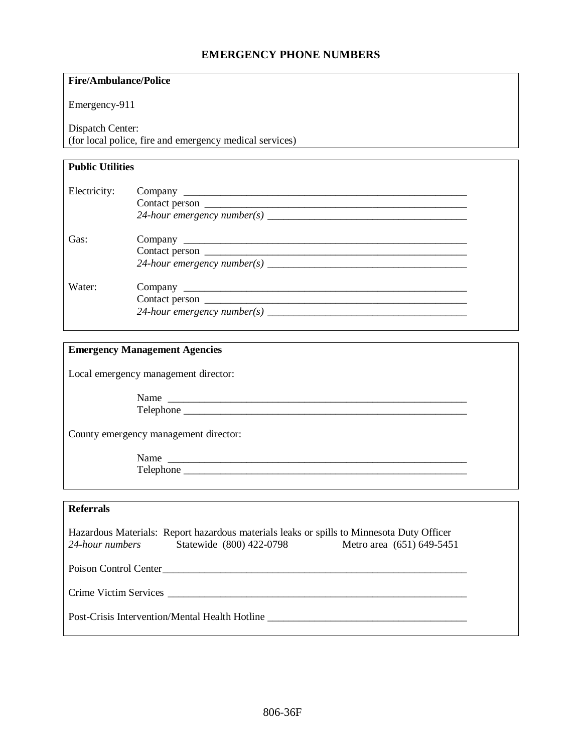# EMERGENCY PHONE NUMBERS

**Fire/Ambulance/Police**

Emergency-911

Dispatch Center:
(for local police, fire and emergency medical services)

**Public Utilities**

Electricity:
- Company ______________________________________________
- Contact person __________________________________________
- *24-hour emergency number(s)* ______________________________

Gas:
- Company ______________________________________________
- Contact person __________________________________________
- *24-hour emergency number(s)* ______________________________

Water:
- Company ______________________________________________
- Contact person __________________________________________
- *24-hour emergency number(s)* ______________________________

**Emergency Management Agencies**

Local emergency management director:

- Name ______________________________________________
- Telephone ___________________________________________

County emergency management director:

- Name ______________________________________________
- Telephone ___________________________________________

**Referrals**

Hazardous Materials: Report hazardous materials leaks or spills to Minnesota Duty Officer
*24-hour numbers* Statewide (800) 422-0798 Metro area (651) 649-5451

Poison Control Center_____________________________________________

Crime Victim Services ____________________________________________

Post-Crisis Intervention/Mental Health Hotline ____________________________

806-36F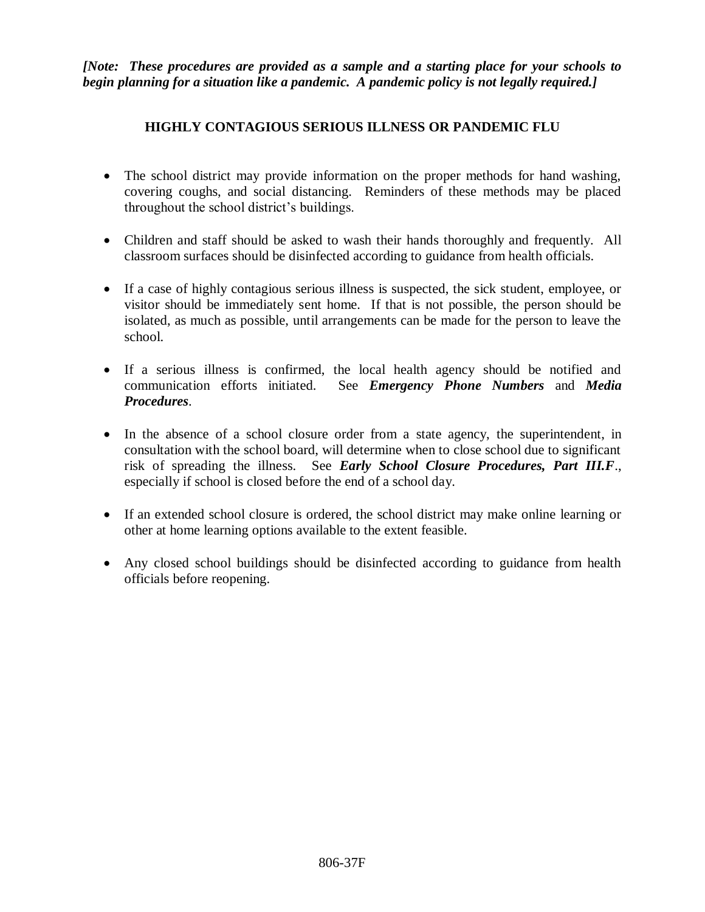***[Note: These procedures are provided as a sample and a starting place for your schools to begin planning for a situation like a pandemic. A pandemic policy is not legally required.]***

## HIGHLY CONTAGIOUS SERIOUS ILLNESS OR PANDEMIC FLU

- The school district may provide information on the proper methods for hand washing, covering coughs, and social distancing. Reminders of these methods may be placed throughout the school district's buildings.

- Children and staff should be asked to wash their hands thoroughly and frequently. All classroom surfaces should be disinfected according to guidance from health officials.

- If a case of highly contagious serious illness is suspected, the sick student, employee, or visitor should be immediately sent home. If that is not possible, the person should be isolated, as much as possible, until arrangements can be made for the person to leave the school.

- If a serious illness is confirmed, the local health agency should be notified and communication efforts initiated. See ***Emergency Phone Numbers*** and ***Media Procedures***.

- In the absence of a school closure order from a state agency, the superintendent, in consultation with the school board, will determine when to close school due to significant risk of spreading the illness. See ***Early School Closure Procedures, Part III.F***., especially if school is closed before the end of a school day.

- If an extended school closure is ordered, the school district may make online learning or other at home learning options available to the extent feasible.

- Any closed school buildings should be disinfected according to guidance from health officials before reopening.